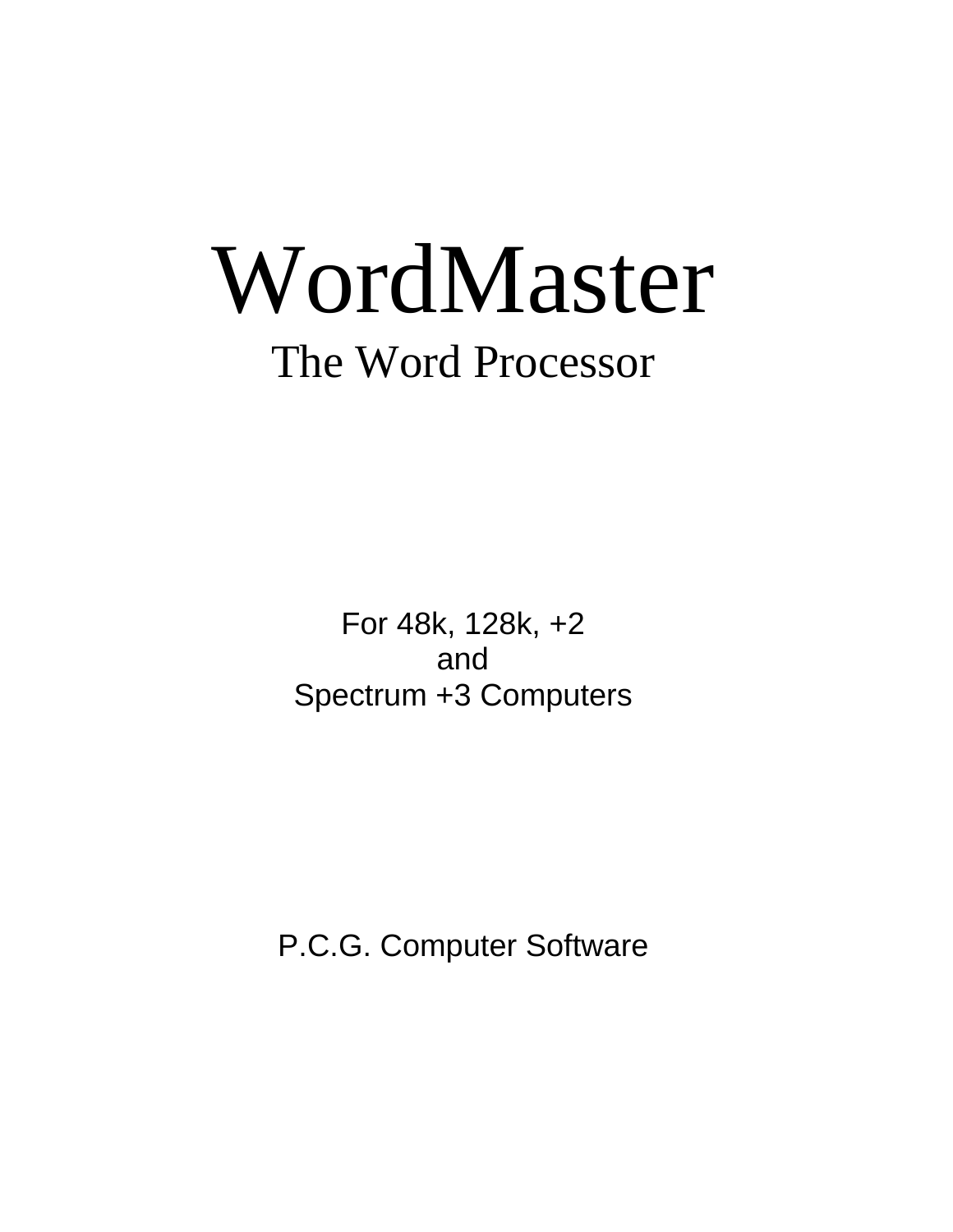# WordMaster

## The Word Processor

For 48k, 128k, +2
and
Spectrum +3 Computers

P.C.G. Computer Software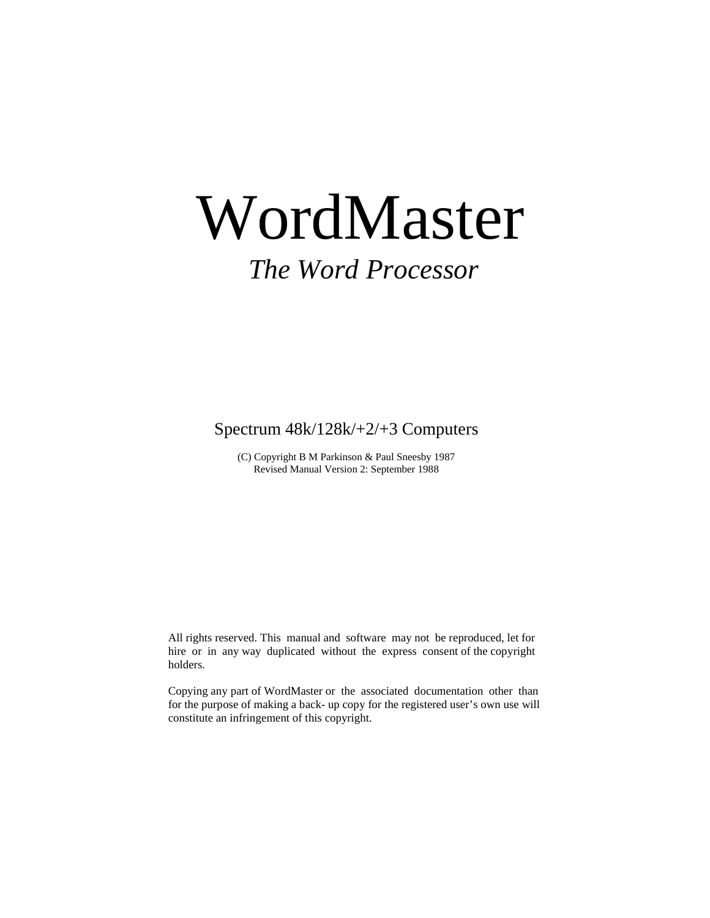# WordMaster

*The Word Processor*

Spectrum 48k/128k/+2/+3 Computers

(C) Copyright B M Parkinson & Paul Sneesby 1987
Revised Manual Version 2: September 1988

All rights reserved. This manual and software may not be reproduced, let for hire or in any way duplicated without the express consent of the copyright holders.

Copying any part of WordMaster or the associated documentation other than for the purpose of making a back- up copy for the registered user's own use will constitute an infringement of this copyright.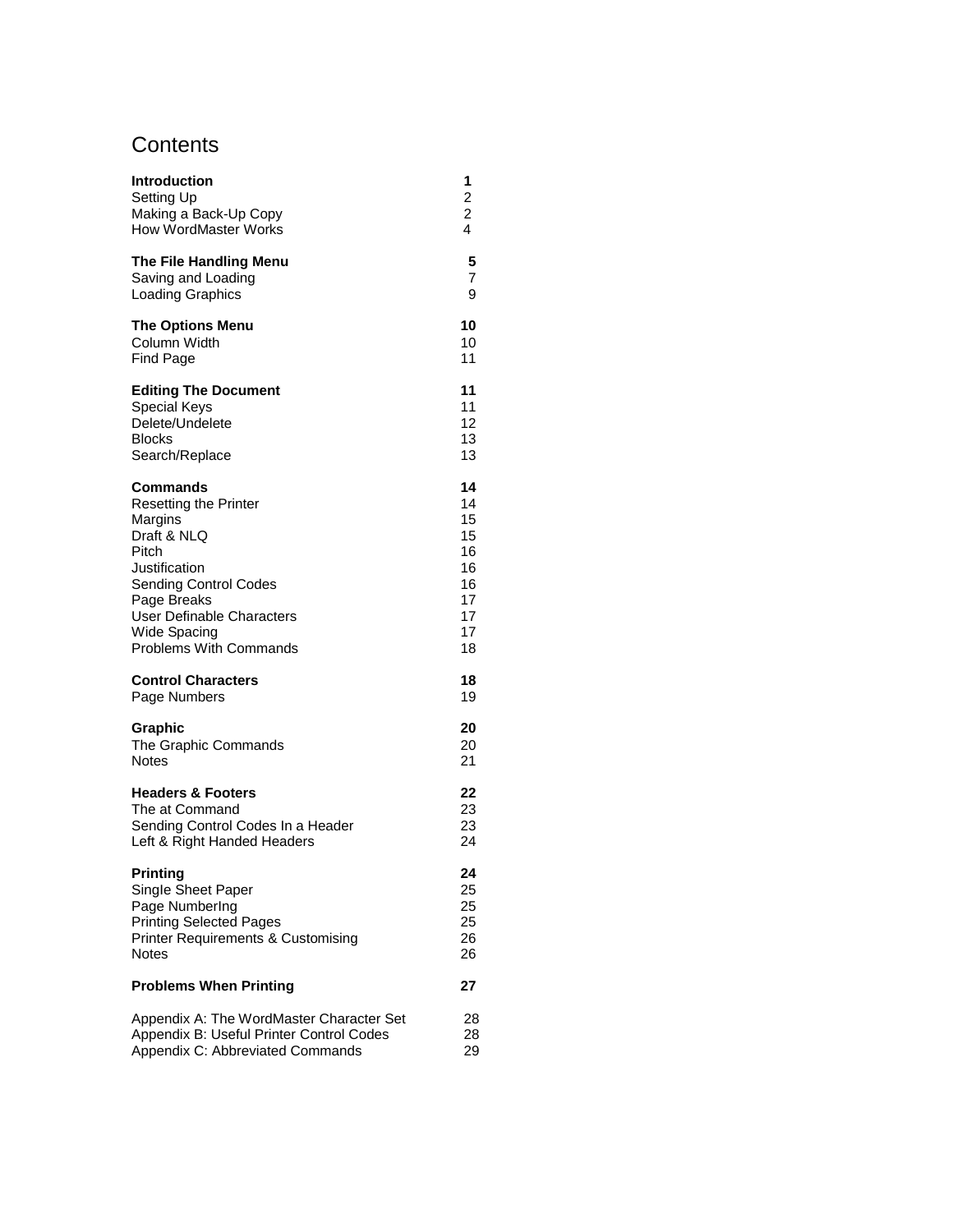# Contents

| | |
|---|---|
| **Introduction** | **1** |
| Setting Up | 2 |
| Making a Back-Up Copy | 2 |
| How WordMaster Works | 4 |
| | |
| **The File Handling Menu** | **5** |
| Saving and Loading | 7 |
| Loading Graphics | 9 |
| | |
| **The Options Menu** | **10** |
| Column Width | 10 |
| Find Page | 11 |
| | |
| **Editing The Document** | **11** |
| Special Keys | 11 |
| Delete/Undelete | 12 |
| Blocks | 13 |
| Search/Replace | 13 |
| | |
| **Commands** | **14** |
| Resetting the Printer | 14 |
| Margins | 15 |
| Draft & NLQ | 15 |
| Pitch | 16 |
| Justification | 16 |
| Sending Control Codes | 16 |
| Page Breaks | 17 |
| User Definable Characters | 17 |
| Wide Spacing | 17 |
| Problems With Commands | 18 |
| | |
| **Control Characters** | **18** |
| Page Numbers | 19 |
| | |
| **Graphic** | **20** |
| The Graphic Commands | 20 |
| Notes | 21 |
| | |
| **Headers & Footers** | **22** |
| The at Command | 23 |
| Sending Control Codes In a Header | 23 |
| Left & Right Handed Headers | 24 |
| | |
| **Printing** | **24** |
| Single Sheet Paper | 25 |
| Page NumberIng | 25 |
| Printing Selected Pages | 25 |
| Printer Requirements & Customising | 26 |
| Notes | 26 |
| | |
| **Problems When Printing** | **27** |
| | |
| Appendix A: The WordMaster Character Set | 28 |
| Appendix B: Useful Printer Control Codes | 28 |
| Appendix C: Abbreviated Commands | 29 |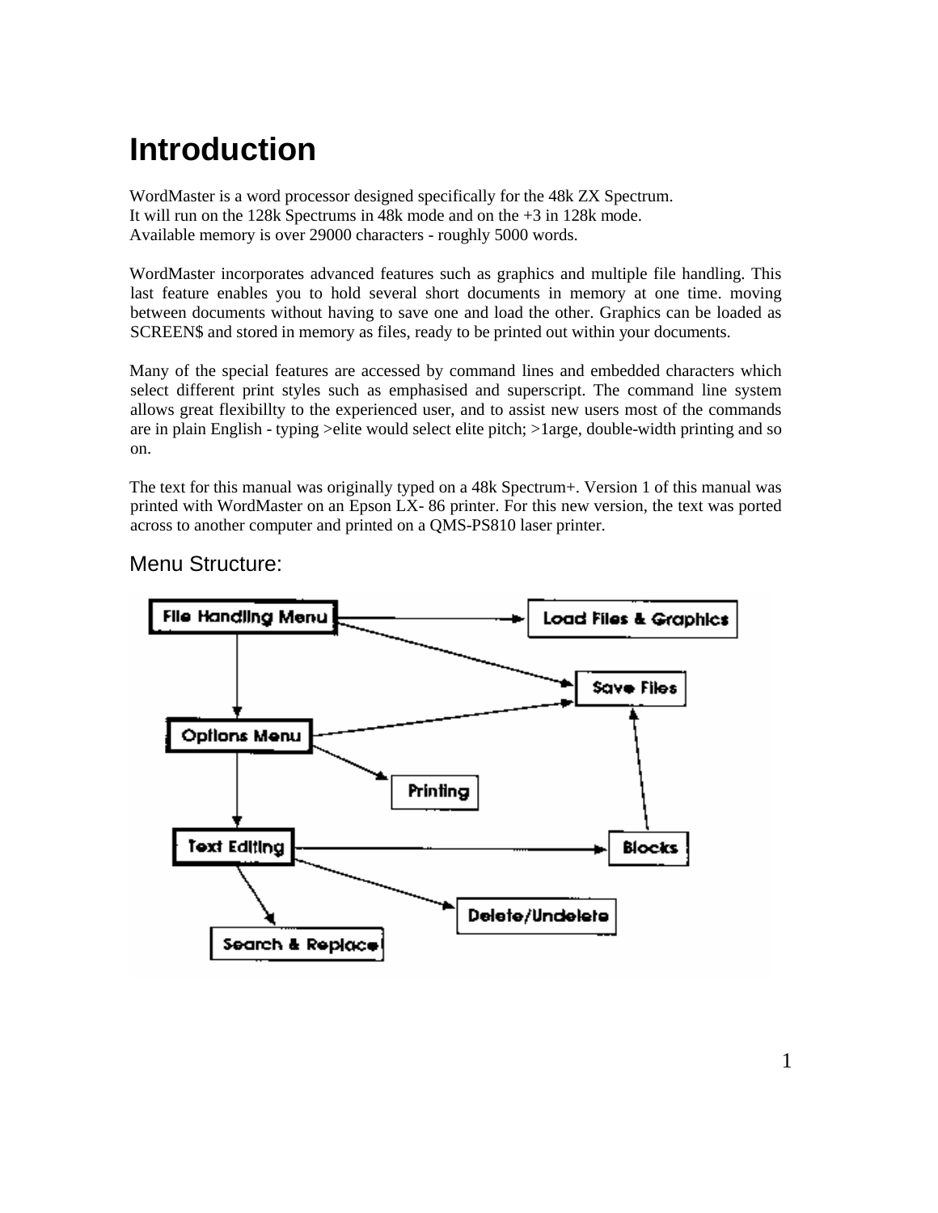# Introduction

WordMaster is a word processor designed specifically for the 48k ZX Spectrum.
It will run on the 128k Spectrums in 48k mode and on the +3 in 128k mode.
Available memory is over 29000 characters - roughly 5000 words.

WordMaster incorporates advanced features such as graphics and multiple file handling. This last feature enables you to hold several short documents in memory at one time. moving between documents without having to save one and load the other. Graphics can be loaded as SCREEN$ and stored in memory as files, ready to be printed out within your documents.

Many of the special features are accessed by command lines and embedded characters which select different print styles such as emphasised and superscript. The command line system allows great flexibillty to the experienced user, and to assist new users most of the commands are in plain English - typing >elite would select elite pitch; >1arge, double-width printing and so on.

The text for this manual was originally typed on a 48k Spectrum+. Version 1 of this manual was printed with WordMaster on an Epson LX- 86 printer. For this new version, the text was ported across to another computer and printed on a QMS-PS810 laser printer.

## Menu Structure:

File Handling Menu → Load Files & Graphics
File Handling Menu → Save Files
File Handling Menu → Options Menu
Options Menu → Save Files
Options Menu → Printing
Options Menu → Text Editing
Text Editing → Blocks
Blocks → Save Files
Text Editing → Delete/Undelete
Text Editing → Search & Replace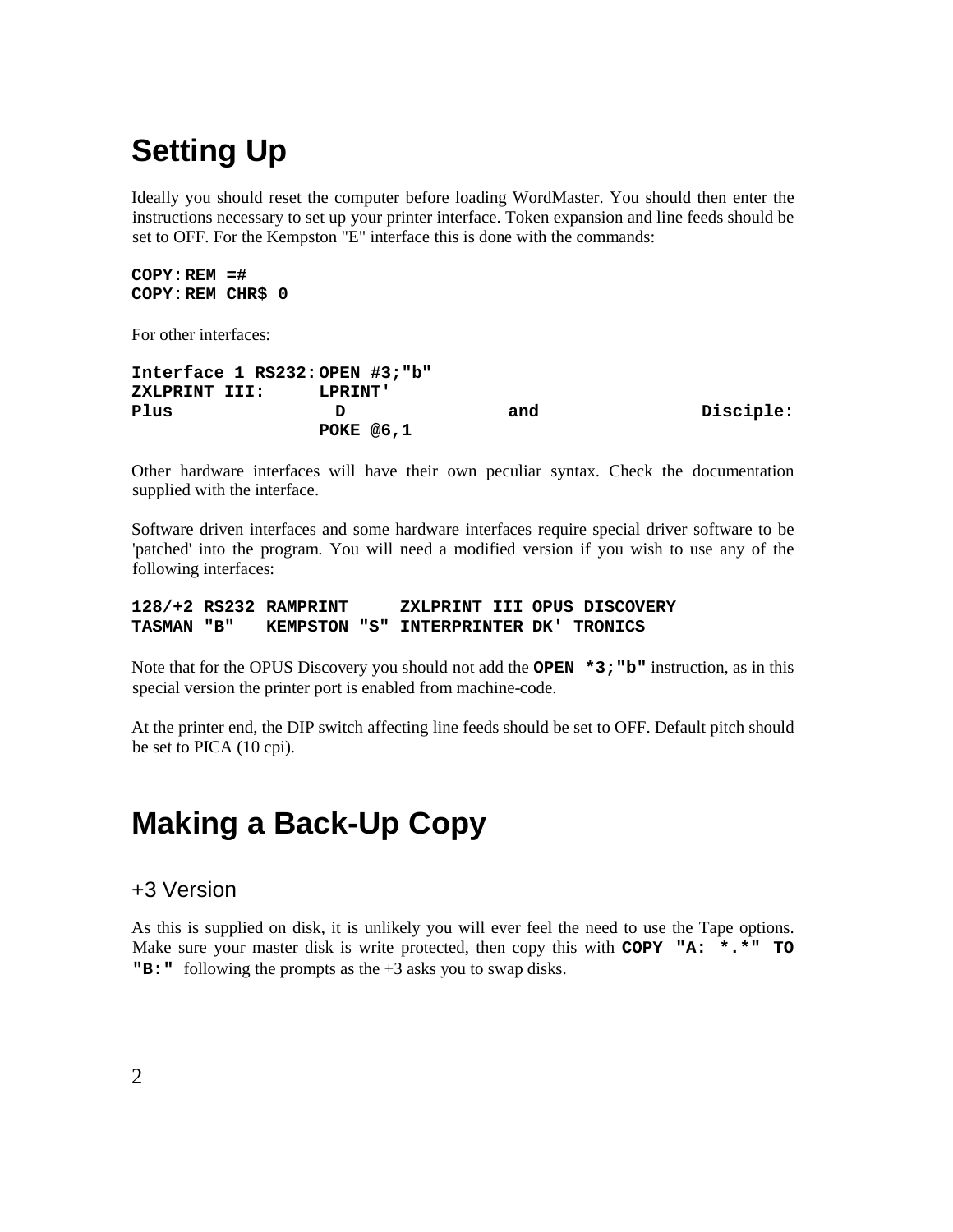# Setting Up

Ideally you should reset the computer before loading WordMaster. You should then enter the instructions necessary to set up your printer interface. Token expansion and line feeds should be set to OFF. For the Kempston "E" interface this is done with the commands:

```
COPY:REM =#
COPY:REM CHR$ 0
```

For other interfaces:

```
Interface 1 RS232: OPEN #3;"b"
ZXLPRINT III:      LPRINT'
Plus D and Disciple:
                   POKE @6,1
```

Other hardware interfaces will have their own peculiar syntax. Check the documentation supplied with the interface.

Software driven interfaces and some hardware interfaces require special driver software to be 'patched' into the program. You will need a modified version if you wish to use any of the following interfaces:

```
128/+2 RS232  RAMPRINT      ZXLPRINT III  OPUS DISCOVERY
TASMAN "B"    KEMPSTON "S"  INTERPRINTER  DK' TRONICS
```

Note that for the OPUS Discovery you should not add the **OPEN *3;"b"** instruction, as in this special version the printer port is enabled from machine-code.

At the printer end, the DIP switch affecting line feeds should be set to OFF. Default pitch should be set to PICA (10 cpi).

# Making a Back-Up Copy

## +3 Version

As this is supplied on disk, it is unlikely you will ever feel the need to use the Tape options. Make sure your master disk is write protected, then copy this with **COPY "A: *.*" TO "B:"** following the prompts as the +3 asks you to swap disks.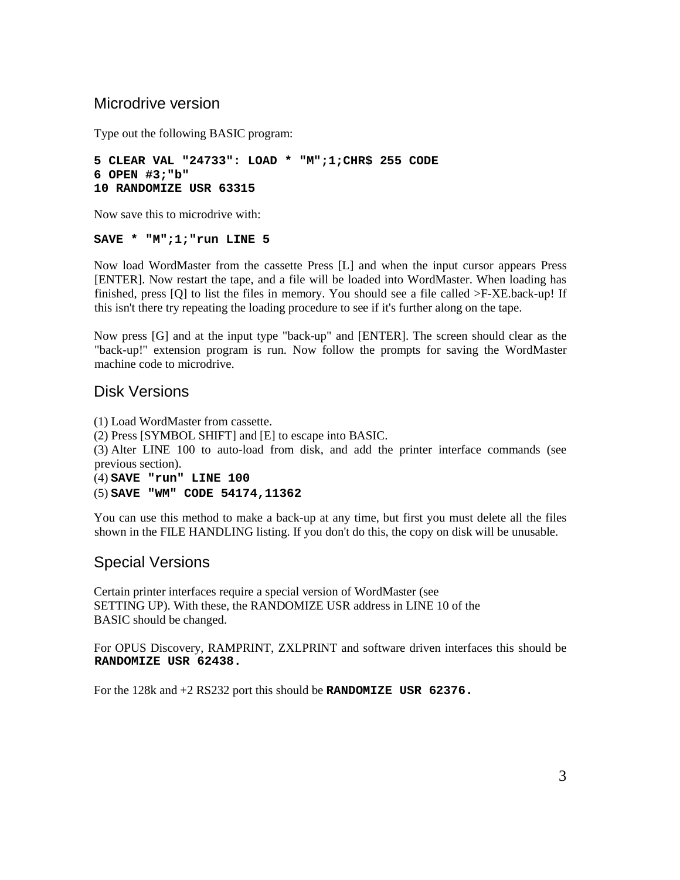## Microdrive version

Type out the following BASIC program:

```
5 CLEAR VAL "24733": LOAD * "M";1;CHR$ 255 CODE
6 OPEN #3;"b"
10 RANDOMIZE USR 63315
```

Now save this to microdrive with:

```
SAVE * "M";1;"run LINE 5
```

Now load WordMaster from the cassette Press [L] and when the input cursor appears Press [ENTER]. Now restart the tape, and a file will be loaded into WordMaster. When loading has finished, press [Q] to list the files in memory. You should see a file called >F-XE.back-up! If this isn't there try repeating the loading procedure to see if it's further along on the tape.

Now press [G] and at the input type "back-up" and [ENTER]. The screen should clear as the "back-up!" extension program is run. Now follow the prompts for saving the WordMaster machine code to microdrive.

## Disk Versions

(1) Load WordMaster from cassette.
(2) Press [SYMBOL SHIFT] and [E] to escape into BASIC.
(3) Alter LINE 100 to auto-load from disk, and add the printer interface commands (see previous section).
(4) **SAVE "run" LINE 100**
(5) **SAVE "WM" CODE 54174,11362**

You can use this method to make a back-up at any time, but first you must delete all the files shown in the FILE HANDLING listing. If you don't do this, the copy on disk will be unusable.

## Special Versions

Certain printer interfaces require a special version of WordMaster (see SETTING UP). With these, the RANDOMIZE USR address in LINE 10 of the BASIC should be changed.

For OPUS Discovery, RAMPRINT, ZXLPRINT and software driven interfaces this should be **RANDOMIZE USR 62438.**

For the 128k and +2 RS232 port this should be **RANDOMIZE USR 62376.**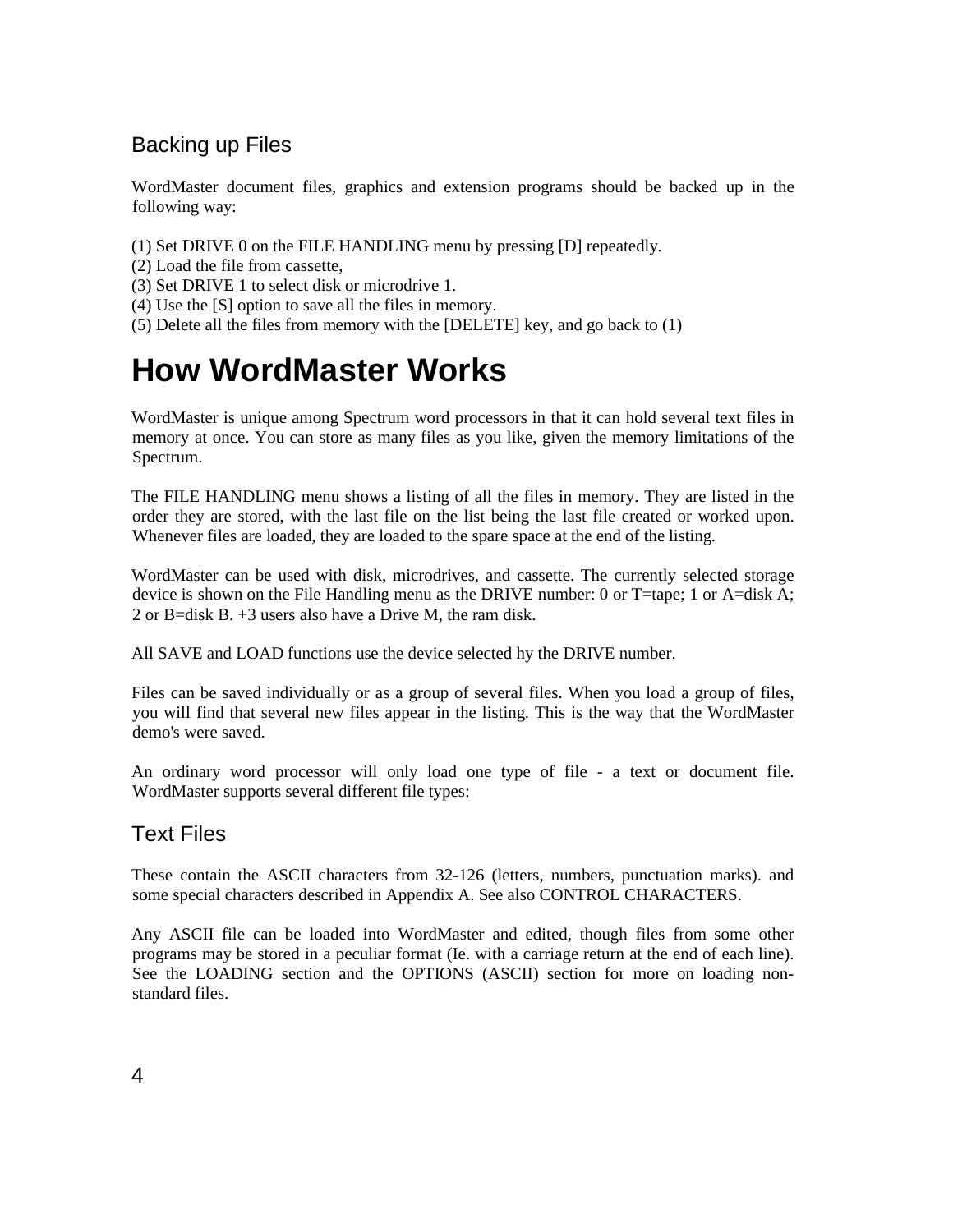## Backing up Files

WordMaster document files, graphics and extension programs should be backed up in the following way:

(1) Set DRIVE 0 on the FILE HANDLING menu by pressing [D] repeatedly.
(2) Load the file from cassette,
(3) Set DRIVE 1 to select disk or microdrive 1.
(4) Use the [S] option to save all the files in memory.
(5) Delete all the files from memory with the [DELETE] key, and go back to (1)

# How WordMaster Works

WordMaster is unique among Spectrum word processors in that it can hold several text files in memory at once. You can store as many files as you like, given the memory limitations of the Spectrum.

The FILE HANDLING menu shows a listing of all the files in memory. They are listed in the order they are stored, with the last file on the list being the last file created or worked upon. Whenever files are loaded, they are loaded to the spare space at the end of the listing.

WordMaster can be used with disk, microdrives, and cassette. The currently selected storage device is shown on the File Handling menu as the DRIVE number: 0 or T=tape; 1 or A=disk A; 2 or B=disk B. +3 users also have a Drive M, the ram disk.

All SAVE and LOAD functions use the device selected hy the DRIVE number.

Files can be saved individually or as a group of several files. When you load a group of files, you will find that several new files appear in the listing. This is the way that the WordMaster demo's were saved.

An ordinary word processor will only load one type of file - a text or document file. WordMaster supports several different file types:

## Text Files

These contain the ASCII characters from 32-126 (letters, numbers, punctuation marks). and some special characters described in Appendix A. See also CONTROL CHARACTERS.

Any ASCII file can be loaded into WordMaster and edited, though files from some other programs may be stored in a peculiar format (Ie. with a carriage return at the end of each line). See the LOADING section and the OPTIONS (ASCII) section for more on loading non-standard files.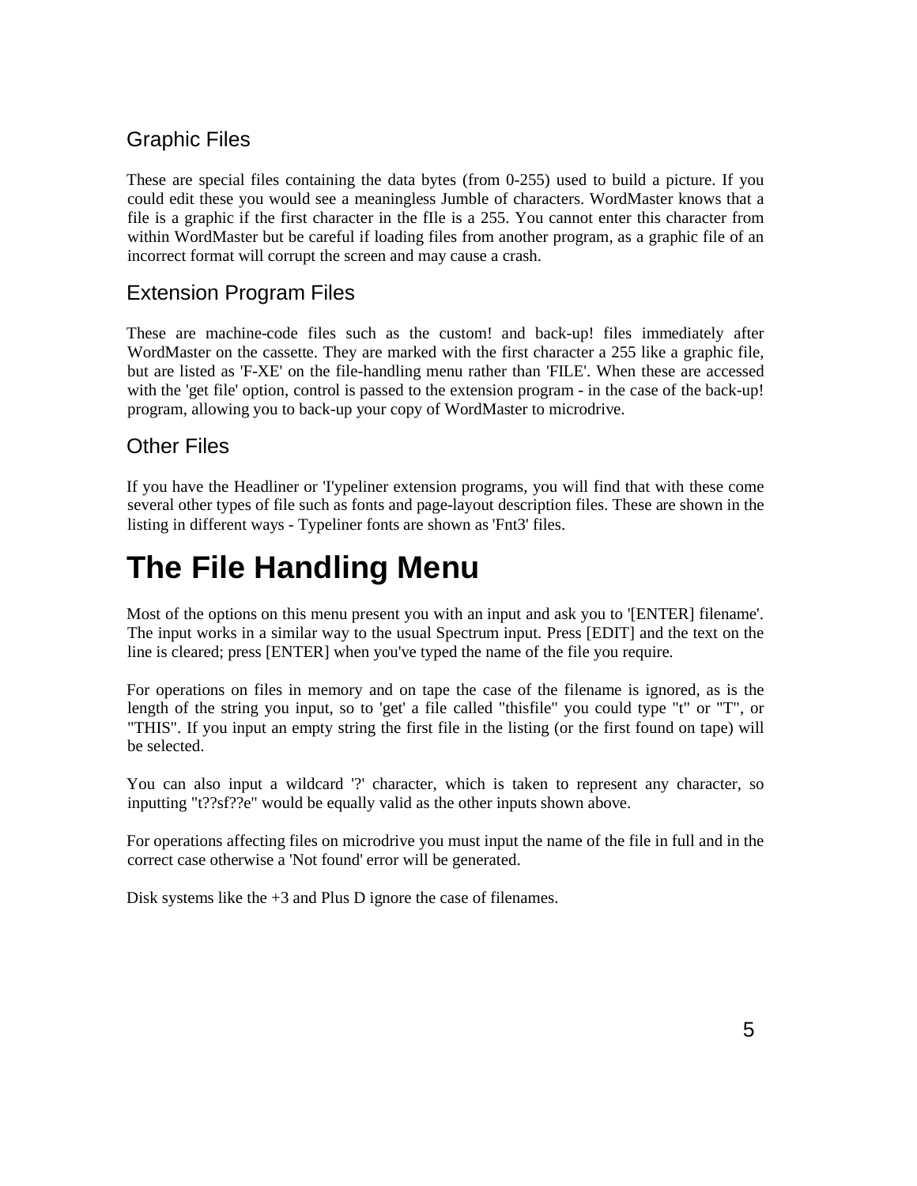## Graphic Files

These are special files containing the data bytes (from 0-255) used to build a picture. If you could edit these you would see a meaningless Jumble of characters. WordMaster knows that a file is a graphic if the first character in the fIle is a 255. You cannot enter this character from within WordMaster but be careful if loading files from another program, as a graphic file of an incorrect format will corrupt the screen and may cause a crash.

## Extension Program Files

These are machine-code files such as the custom! and back-up! files immediately after WordMaster on the cassette. They are marked with the first character a 255 like a graphic file, but are listed as 'F-XE' on the file-handling menu rather than 'FILE'. When these are accessed with the 'get file' option, control is passed to the extension program - in the case of the back-up! program, allowing you to back-up your copy of WordMaster to microdrive.

## Other Files

If you have the Headliner or 'I'ypeliner extension programs, you will find that with these come several other types of file such as fonts and page-layout description files. These are shown in the listing in different ways - Typeliner fonts are shown as 'Fnt3' files.

# The File Handling Menu

Most of the options on this menu present you with an input and ask you to '[ENTER] filename'. The input works in a similar way to the usual Spectrum input. Press [EDIT] and the text on the line is cleared; press [ENTER] when you've typed the name of the file you require.

For operations on files in memory and on tape the case of the filename is ignored, as is the length of the string you input, so to 'get' a file called "thisfile" you could type "t" or "T", or "THIS". If you input an empty string the first file in the listing (or the first found on tape) will be selected.

You can also input a wildcard '?' character, which is taken to represent any character, so inputting "t??sf??e" would be equally valid as the other inputs shown above.

For operations affecting files on microdrive you must input the name of the file in full and in the correct case otherwise a 'Not found' error will be generated.

Disk systems like the +3 and Plus D ignore the case of filenames.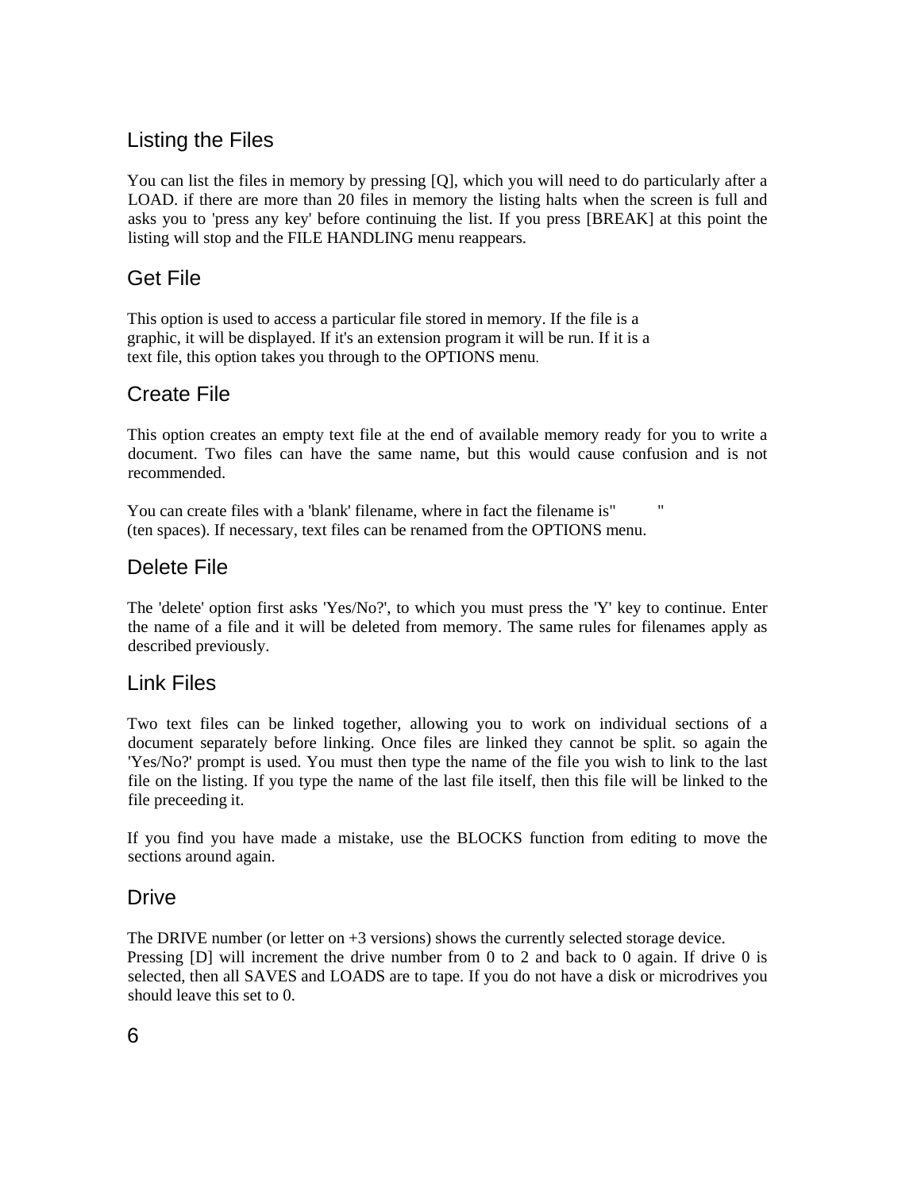## Listing the Files

You can list the files in memory by pressing [Q], which you will need to do particularly after a LOAD. if there are more than 20 files in memory the listing halts when the screen is full and asks you to 'press any key' before continuing the list. If you press [BREAK] at this point the listing will stop and the FILE HANDLING menu reappears.

## Get File

This option is used to access a particular file stored in memory. If the file is a graphic, it will be displayed. If it's an extension program it will be run. If it is a text file, this option takes you through to the OPTIONS menu.

## Create File

This option creates an empty text file at the end of available memory ready for you to write a document. Two files can have the same name, but this would cause confusion and is not recommended.

You can create files with a 'blank' filename, where in fact the filename is"          " (ten spaces). If necessary, text files can be renamed from the OPTIONS menu.

## Delete File

The 'delete' option first asks 'Yes/No?', to which you must press the 'Y' key to continue. Enter the name of a file and it will be deleted from memory. The same rules for filenames apply as described previously.

## Link Files

Two text files can be linked together, allowing you to work on individual sections of a document separately before linking. Once files are linked they cannot be split. so again the 'Yes/No?' prompt is used. You must then type the name of the file you wish to link to the last file on the listing. If you type the name of the last file itself, then this file will be linked to the file preceeding it.

If you find you have made a mistake, use the BLOCKS function from editing to move the sections around again.

## Drive

The DRIVE number (or letter on +3 versions) shows the currently selected storage device. Pressing [D] will increment the drive number from 0 to 2 and back to 0 again. If drive 0 is selected, then all SAVES and LOADS are to tape. If you do not have a disk or microdrives you should leave this set to 0.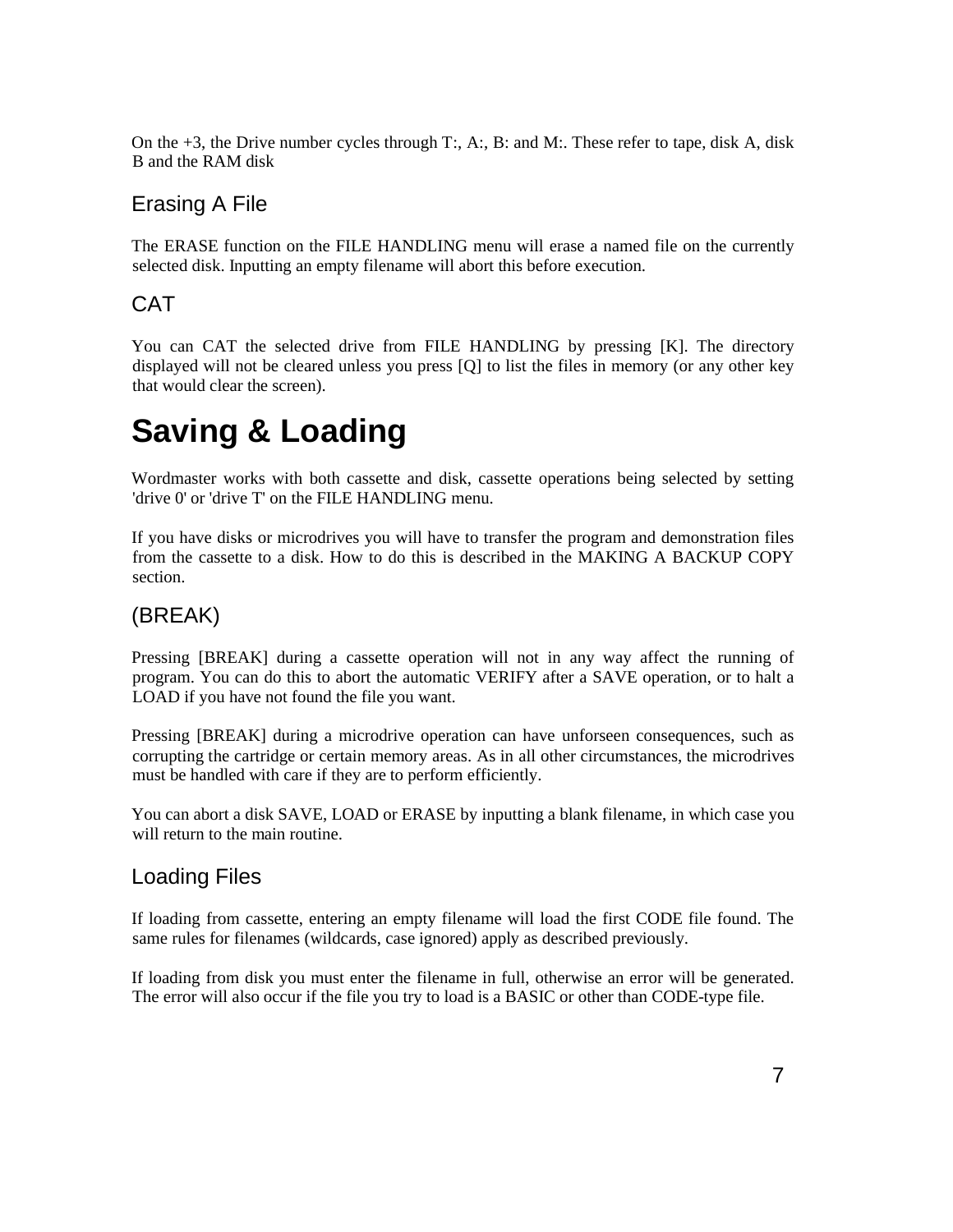On the +3, the Drive number cycles through T:, A:, B: and M:. These refer to tape, disk A, disk B and the RAM disk

## Erasing A File

The ERASE function on the FILE HANDLING menu will erase a named file on the currently selected disk. Inputting an empty filename will abort this before execution.

## CAT

You can CAT the selected drive from FILE HANDLING by pressing [K]. The directory displayed will not be cleared unless you press [Q] to list the files in memory (or any other key that would clear the screen).

# Saving & Loading

Wordmaster works with both cassette and disk, cassette operations being selected by setting 'drive 0' or 'drive T' on the FILE HANDLING menu.

If you have disks or microdrives you will have to transfer the program and demonstration files from the cassette to a disk. How to do this is described in the MAKING A BACKUP COPY section.

## (BREAK)

Pressing [BREAK] during a cassette operation will not in any way affect the running of program. You can do this to abort the automatic VERIFY after a SAVE operation, or to halt a LOAD if you have not found the file you want.

Pressing [BREAK] during a microdrive operation can have unforseen consequences, such as corrupting the cartridge or certain memory areas. As in all other circumstances, the microdrives must be handled with care if they are to perform efficiently.

You can abort a disk SAVE, LOAD or ERASE by inputting a blank filename, in which case you will return to the main routine.

## Loading Files

If loading from cassette, entering an empty filename will load the first CODE file found. The same rules for filenames (wildcards, case ignored) apply as described previously.

If loading from disk you must enter the filename in full, otherwise an error will be generated. The error will also occur if the file you try to load is a BASIC or other than CODE-type file.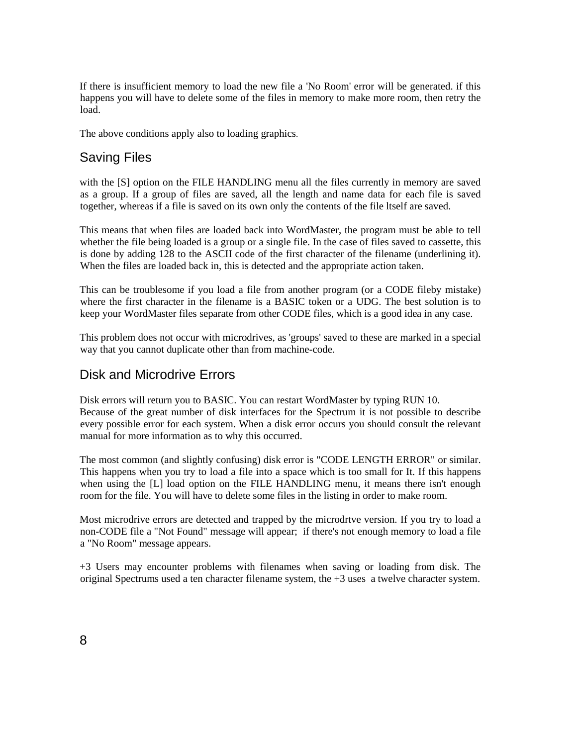If there is insufficient memory to load the new file a 'No Room' error will be generated. if this happens you will have to delete some of the files in memory to make more room, then retry the load.

The above conditions apply also to loading graphics.

## Saving Files

with the [S] option on the FILE HANDLING menu all the files currently in memory are saved as a group. If a group of files are saved, all the length and name data for each file is saved together, whereas if a file is saved on its own only the contents of the file ltself are saved.

This means that when files are loaded back into WordMaster, the program must be able to tell whether the file being loaded is a group or a single file. In the case of files saved to cassette, this is done by adding 128 to the ASCII code of the first character of the filename (underlining it). When the files are loaded back in, this is detected and the appropriate action taken.

This can be troublesome if you load a file from another program (or a CODE fileby mistake) where the first character in the filename is a BASIC token or a UDG. The best solution is to keep your WordMaster files separate from other CODE files, which is a good idea in any case.

This problem does not occur with microdrives, as 'groups' saved to these are marked in a special way that you cannot duplicate other than from machine-code.

## Disk and Microdrive Errors

Disk errors will return you to BASIC. You can restart WordMaster by typing RUN 10.
Because of the great number of disk interfaces for the Spectrum it is not possible to describe every possible error for each system. When a disk error occurs you should consult the relevant manual for more information as to why this occurred.

The most common (and slightly confusing) disk error is "CODE LENGTH ERROR" or similar. This happens when you try to load a file into a space which is too small for It. If this happens when using the [L] load option on the FILE HANDLING menu, it means there isn't enough room for the file. You will have to delete some files in the listing in order to make room.

Most microdrive errors are detected and trapped by the microdrtve version. If you try to load a non-CODE file a "Not Found" message will appear; if there's not enough memory to load a file a "No Room" message appears.

+3 Users may encounter problems with filenames when saving or loading from disk. The original Spectrums used a ten character filename system, the +3 uses a twelve character system.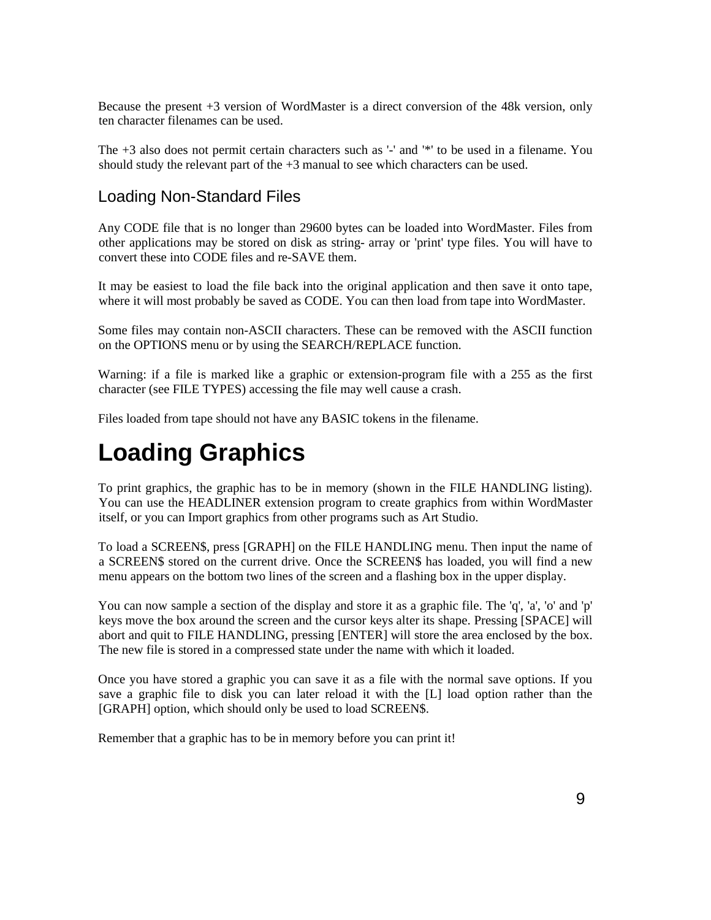Because the present +3 version of WordMaster is a direct conversion of the 48k version, only ten character filenames can be used.

The +3 also does not permit certain characters such as '-' and '*' to be used in a filename. You should study the relevant part of the +3 manual to see which characters can be used.

## Loading Non-Standard Files

Any CODE file that is no longer than 29600 bytes can be loaded into WordMaster. Files from other applications may be stored on disk as string- array or 'print' type files. You will have to convert these into CODE files and re-SAVE them.

It may be easiest to load the file back into the original application and then save it onto tape, where it will most probably be saved as CODE. You can then load from tape into WordMaster.

Some files may contain non-ASCII characters. These can be removed with the ASCII function on the OPTIONS menu or by using the SEARCH/REPLACE function.

Warning: if a file is marked like a graphic or extension-program file with a 255 as the first character (see FILE TYPES) accessing the file may well cause a crash.

Files loaded from tape should not have any BASIC tokens in the filename.

# Loading Graphics

To print graphics, the graphic has to be in memory (shown in the FILE HANDLING listing). You can use the HEADLINER extension program to create graphics from within WordMaster itself, or you can Import graphics from other programs such as Art Studio.

To load a SCREEN$, press [GRAPH] on the FILE HANDLING menu. Then input the name of a SCREEN$ stored on the current drive. Once the SCREEN$ has loaded, you will find a new menu appears on the bottom two lines of the screen and a flashing box in the upper display.

You can now sample a section of the display and store it as a graphic file. The 'q', 'a', 'o' and 'p' keys move the box around the screen and the cursor keys alter its shape. Pressing [SPACE] will abort and quit to FILE HANDLING, pressing [ENTER] will store the area enclosed by the box. The new file is stored in a compressed state under the name with which it loaded.

Once you have stored a graphic you can save it as a file with the normal save options. If you save a graphic file to disk you can later reload it with the [L] load option rather than the [GRAPH] option, which should only be used to load SCREEN$.

Remember that a graphic has to be in memory before you can print it!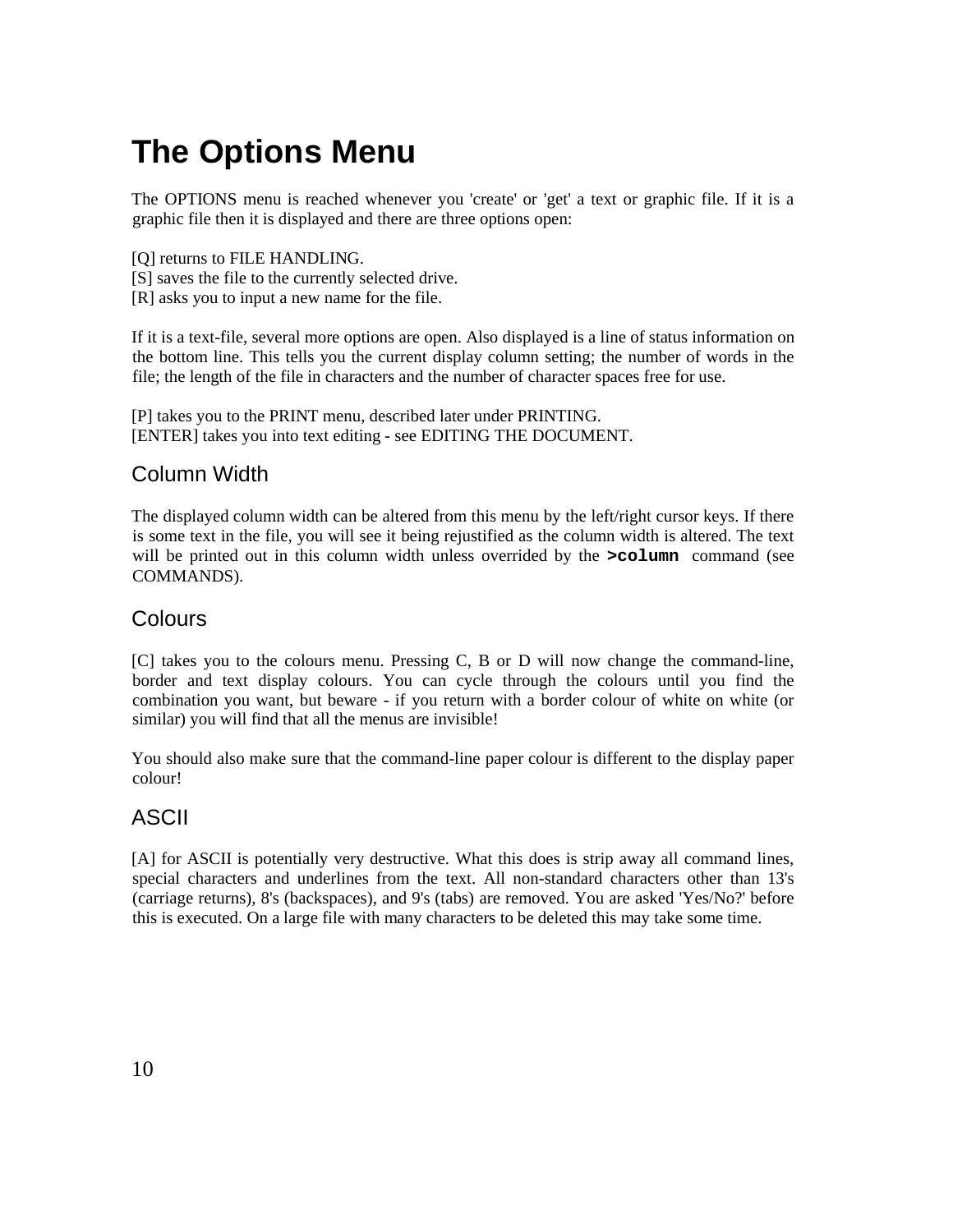# The Options Menu

The OPTIONS menu is reached whenever you 'create' or 'get' a text or graphic file. If it is a graphic file then it is displayed and there are three options open:

[Q] returns to FILE HANDLING.
[S] saves the file to the currently selected drive.
[R] asks you to input a new name for the file.

If it is a text-file, several more options are open. Also displayed is a line of status information on the bottom line. This tells you the current display column setting; the number of words in the file; the length of the file in characters and the number of character spaces free for use.

[P] takes you to the PRINT menu, described later under PRINTING.
[ENTER] takes you into text editing - see EDITING THE DOCUMENT.

## Column Width

The displayed column width can be altered from this menu by the left/right cursor keys. If there is some text in the file, you will see it being rejustified as the column width is altered. The text will be printed out in this column width unless overrided by the **`>column`** command (see COMMANDS).

## Colours

[C] takes you to the colours menu. Pressing C, B or D will now change the command-line, border and text display colours. You can cycle through the colours until you find the combination you want, but beware - if you return with a border colour of white on white (or similar) you will find that all the menus are invisible!

You should also make sure that the command-line paper colour is different to the display paper colour!

## ASCII

[A] for ASCII is potentially very destructive. What this does is strip away all command lines, special characters and underlines from the text. All non-standard characters other than 13's (carriage returns), 8's (backspaces), and 9's (tabs) are removed. You are asked 'Yes/No?' before this is executed. On a large file with many characters to be deleted this may take some time.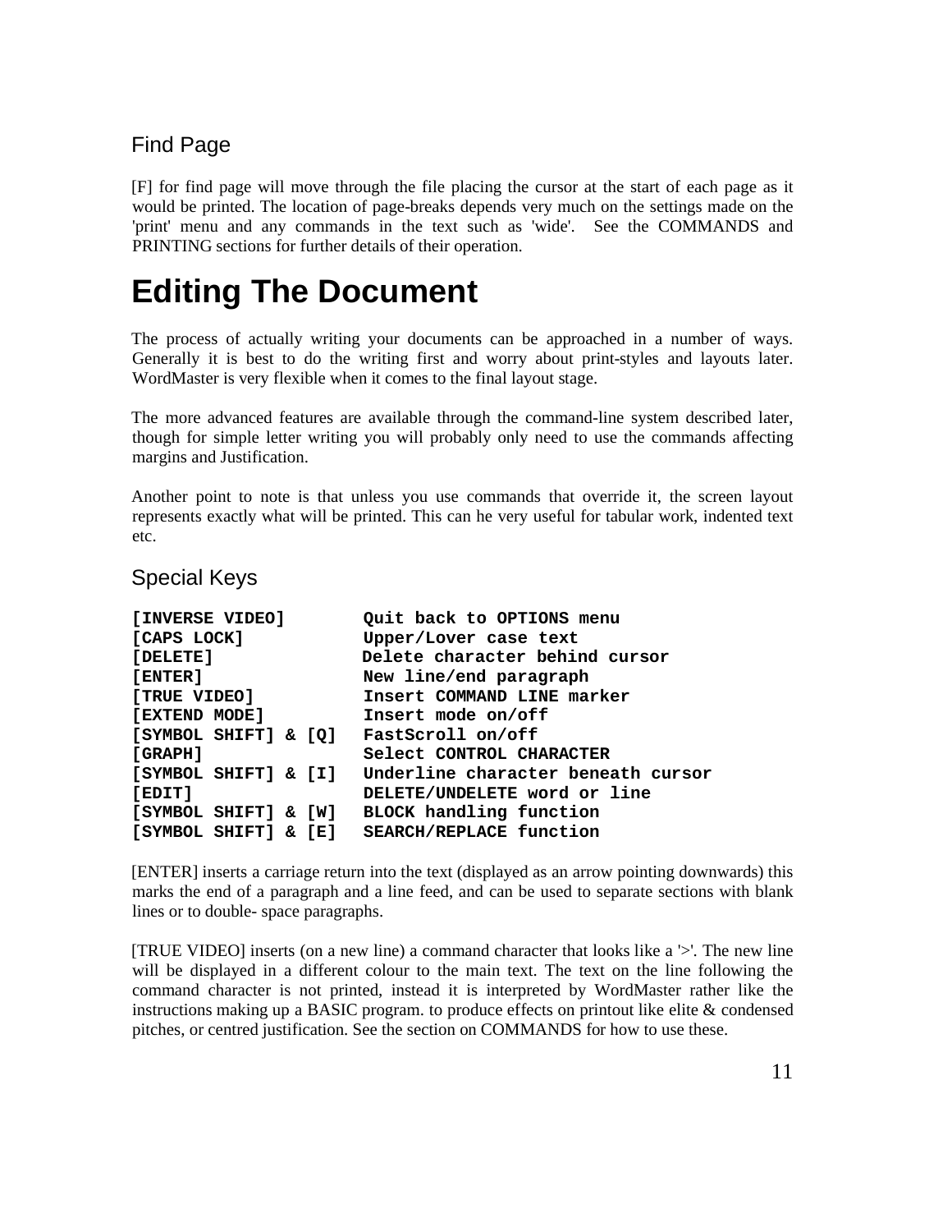## Find Page

[F] for find page will move through the file placing the cursor at the start of each page as it would be printed. The location of page-breaks depends very much on the settings made on the 'print' menu and any commands in the text such as 'wide'. See the COMMANDS and PRINTING sections for further details of their operation.

# Editing The Document

The process of actually writing your documents can be approached in a number of ways. Generally it is best to do the writing first and worry about print-styles and layouts later. WordMaster is very flexible when it comes to the final layout stage.

The more advanced features are available through the command-line system described later, though for simple letter writing you will probably only need to use the commands affecting margins and Justification.

Another point to note is that unless you use commands that override it, the screen layout represents exactly what will be printed. This can he very useful for tabular work, indented text etc.

## Special Keys

| | |
|---|---|
| **[INVERSE VIDEO]** | **Quit back to OPTIONS menu** |
| **[CAPS LOCK]** | **Upper/Lover case text** |
| **[DELETE]** | **Delete character behind cursor** |
| **[ENTER]** | **New line/end paragraph** |
| **[TRUE VIDEO]** | **Insert COMMAND LINE marker** |
| **[EXTEND MODE]** | **Insert mode on/off** |
| **[SYMBOL SHIFT] & [Q]** | **FastScroll on/off** |
| **[GRAPH]** | **Select CONTROL CHARACTER** |
| **[SYMBOL SHIFT] & [I]** | **Underline character beneath cursor** |
| **[EDIT]** | **DELETE/UNDELETE word or line** |
| **[SYMBOL SHIFT] & [W]** | **BLOCK handling function** |
| **[SYMBOL SHIFT] & [E]** | **SEARCH/REPLACE function** |

[ENTER] inserts a carriage return into the text (displayed as an arrow pointing downwards) this marks the end of a paragraph and a line feed, and can be used to separate sections with blank lines or to double- space paragraphs.

[TRUE VIDEO] inserts (on a new line) a command character that looks like a '>'. The new line will be displayed in a different colour to the main text. The text on the line following the command character is not printed, instead it is interpreted by WordMaster rather like the instructions making up a BASIC program. to produce effects on printout like elite & condensed pitches, or centred justification. See the section on COMMANDS for how to use these.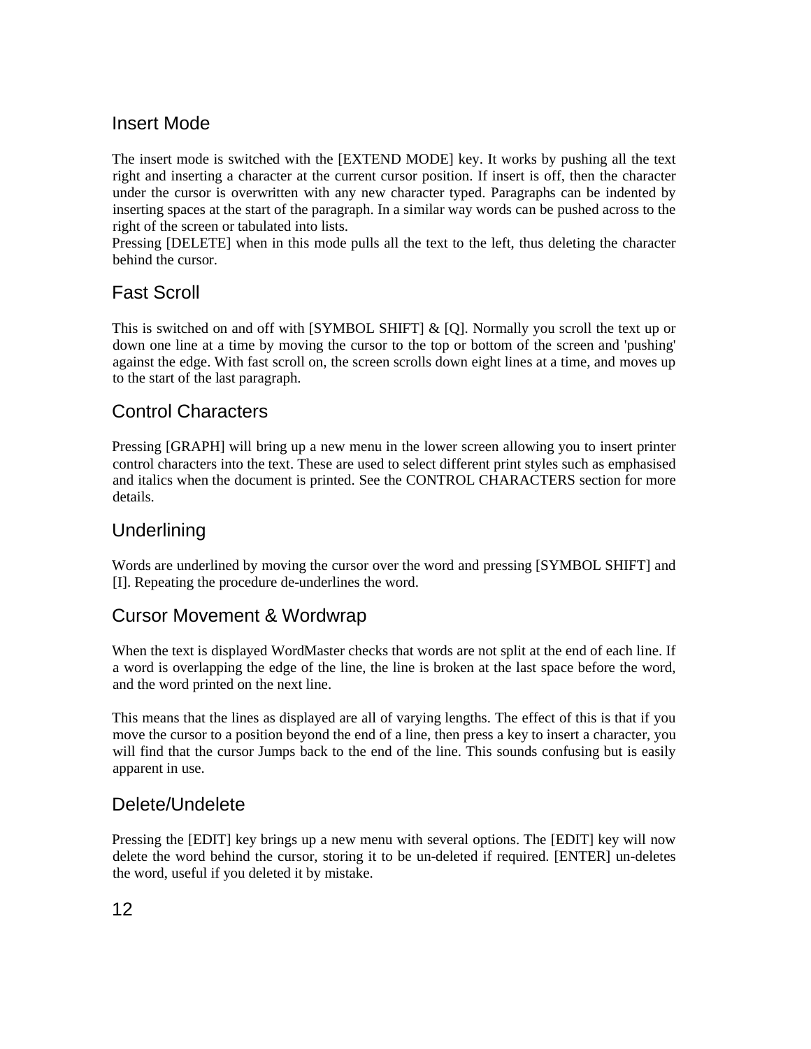## Insert Mode

The insert mode is switched with the [EXTEND MODE] key. It works by pushing all the text right and inserting a character at the current cursor position. If insert is off, then the character under the cursor is overwritten with any new character typed. Paragraphs can be indented by inserting spaces at the start of the paragraph. In a similar way words can be pushed across to the right of the screen or tabulated into lists.
Pressing [DELETE] when in this mode pulls all the text to the left, thus deleting the character behind the cursor.

## Fast Scroll

This is switched on and off with [SYMBOL SHIFT] & [Q]. Normally you scroll the text up or down one line at a time by moving the cursor to the top or bottom of the screen and 'pushing' against the edge. With fast scroll on, the screen scrolls down eight lines at a time, and moves up to the start of the last paragraph.

## Control Characters

Pressing [GRAPH] will bring up a new menu in the lower screen allowing you to insert printer control characters into the text. These are used to select different print styles such as emphasised and italics when the document is printed. See the CONTROL CHARACTERS section for more details.

## Underlining

Words are underlined by moving the cursor over the word and pressing [SYMBOL SHIFT] and [I]. Repeating the procedure de-underlines the word.

## Cursor Movement & Wordwrap

When the text is displayed WordMaster checks that words are not split at the end of each line. If a word is overlapping the edge of the line, the line is broken at the last space before the word, and the word printed on the next line.

This means that the lines as displayed are all of varying lengths. The effect of this is that if you move the cursor to a position beyond the end of a line, then press a key to insert a character, you will find that the cursor Jumps back to the end of the line. This sounds confusing but is easily apparent in use.

## Delete/Undelete

Pressing the [EDIT] key brings up a new menu with several options. The [EDIT] key will now delete the word behind the cursor, storing it to be un-deleted if required. [ENTER] un-deletes the word, useful if you deleted it by mistake.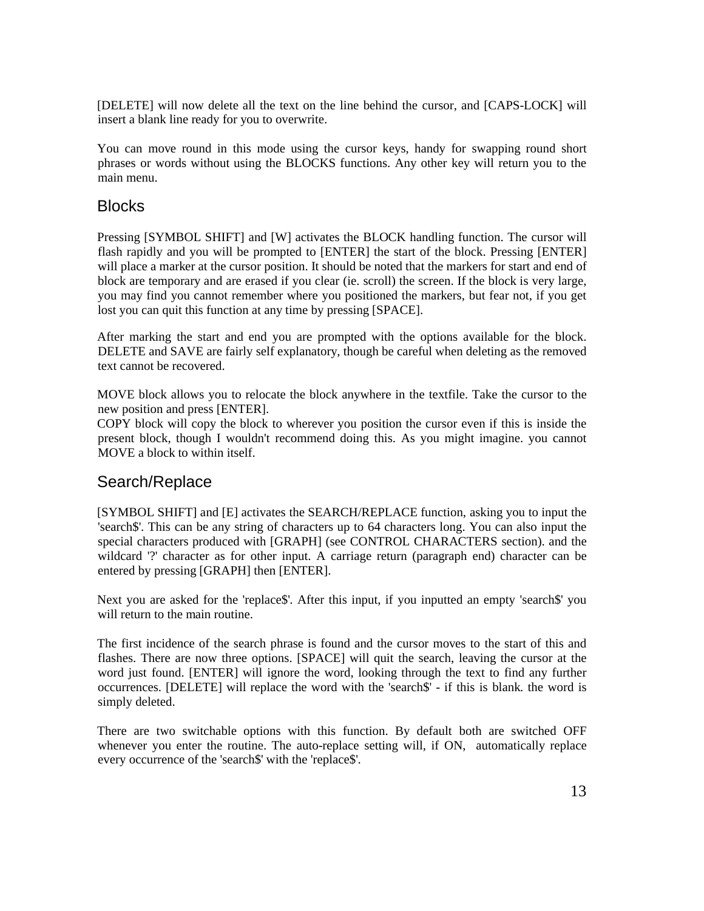[DELETE] will now delete all the text on the line behind the cursor, and [CAPS-LOCK] will insert a blank line ready for you to overwrite.

You can move round in this mode using the cursor keys, handy for swapping round short phrases or words without using the BLOCKS functions. Any other key will return you to the main menu.

## Blocks

Pressing [SYMBOL SHIFT] and [W] activates the BLOCK handling function. The cursor will flash rapidly and you will be prompted to [ENTER] the start of the block. Pressing [ENTER] will place a marker at the cursor position. It should be noted that the markers for start and end of block are temporary and are erased if you clear (ie. scroll) the screen. If the block is very large, you may find you cannot remember where you positioned the markers, but fear not, if you get lost you can quit this function at any time by pressing [SPACE].

After marking the start and end you are prompted with the options available for the block. DELETE and SAVE are fairly self explanatory, though be careful when deleting as the removed text cannot be recovered.

MOVE block allows you to relocate the block anywhere in the textfile. Take the cursor to the new position and press [ENTER].
COPY block will copy the block to wherever you position the cursor even if this is inside the present block, though I wouldn't recommend doing this. As you might imagine. you cannot MOVE a block to within itself.

## Search/Replace

[SYMBOL SHIFT] and [E] activates the SEARCH/REPLACE function, asking you to input the 'search$'. This can be any string of characters up to 64 characters long. You can also input the special characters produced with [GRAPH] (see CONTROL CHARACTERS section). and the wildcard '?' character as for other input. A carriage return (paragraph end) character can be entered by pressing [GRAPH] then [ENTER].

Next you are asked for the 'replace$'. After this input, if you inputted an empty 'search$' you will return to the main routine.

The first incidence of the search phrase is found and the cursor moves to the start of this and flashes. There are now three options. [SPACE] will quit the search, leaving the cursor at the word just found. [ENTER] will ignore the word, looking through the text to find any further occurrences. [DELETE] will replace the word with the 'search$' - if this is blank. the word is simply deleted.

There are two switchable options with this function. By default both are switched OFF whenever you enter the routine. The auto-replace setting will, if ON, automatically replace every occurrence of the 'search$' with the 'replace$'.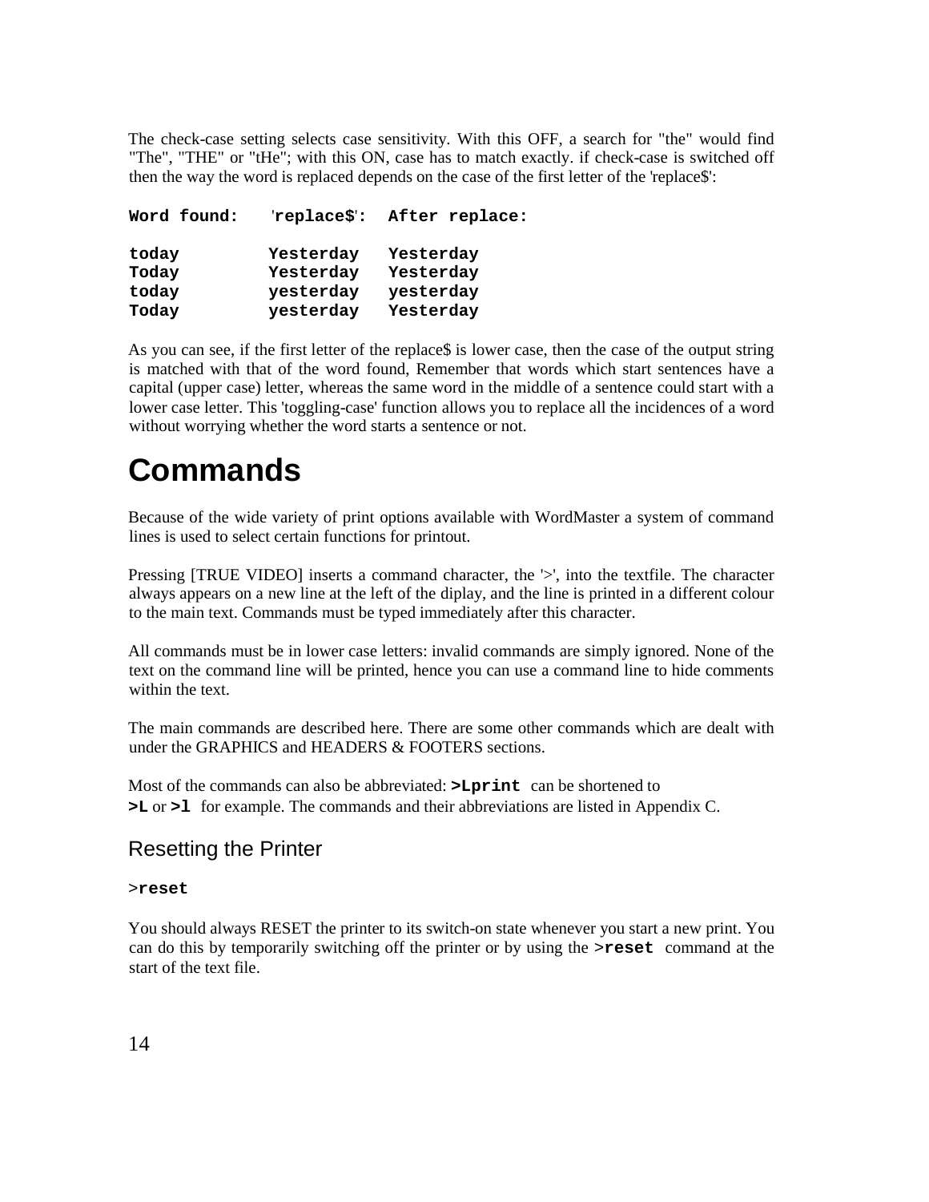The check-case setting selects case sensitivity. With this OFF, a search for "the" would find "The", "THE" or "tHe"; with this ON, case has to match exactly. if check-case is switched off then the way the word is replaced depends on the case of the first letter of the 'replace$':

| **Word found:** | **'replace$':** | **After replace:** |
|---|---|---|
| **today** | **Yesterday** | **Yesterday** |
| **Today** | **Yesterday** | **Yesterday** |
| **today** | **yesterday** | **yesterday** |
| **Today** | **yesterday** | **Yesterday** |

As you can see, if the first letter of the replace$ is lower case, then the case of the output string is matched with that of the word found, Remember that words which start sentences have a capital (upper case) letter, whereas the same word in the middle of a sentence could start with a lower case letter. This 'toggling-case' function allows you to replace all the incidences of a word without worrying whether the word starts a sentence or not.

# Commands

Because of the wide variety of print options available with WordMaster a system of command lines is used to select certain functions for printout.

Pressing [TRUE VIDEO] inserts a command character, the '>', into the textfile. The character always appears on a new line at the left of the diplay, and the line is printed in a different colour to the main text. Commands must be typed immediately after this character.

All commands must be in lower case letters: invalid commands are simply ignored. None of the text on the command line will be printed, hence you can use a command line to hide comments within the text.

The main commands are described here. There are some other commands which are dealt with under the GRAPHICS and HEADERS & FOOTERS sections.

Most of the commands can also be abbreviated: **`>Lprint`** can be shortened to **`>L`** or **`>l`** for example. The commands and their abbreviations are listed in Appendix C.

## Resetting the Printer

>**`reset`**

You should always RESET the printer to its switch-on state whenever you start a new print. You can do this by temporarily switching off the printer or by using the >**`reset`** command at the start of the text file.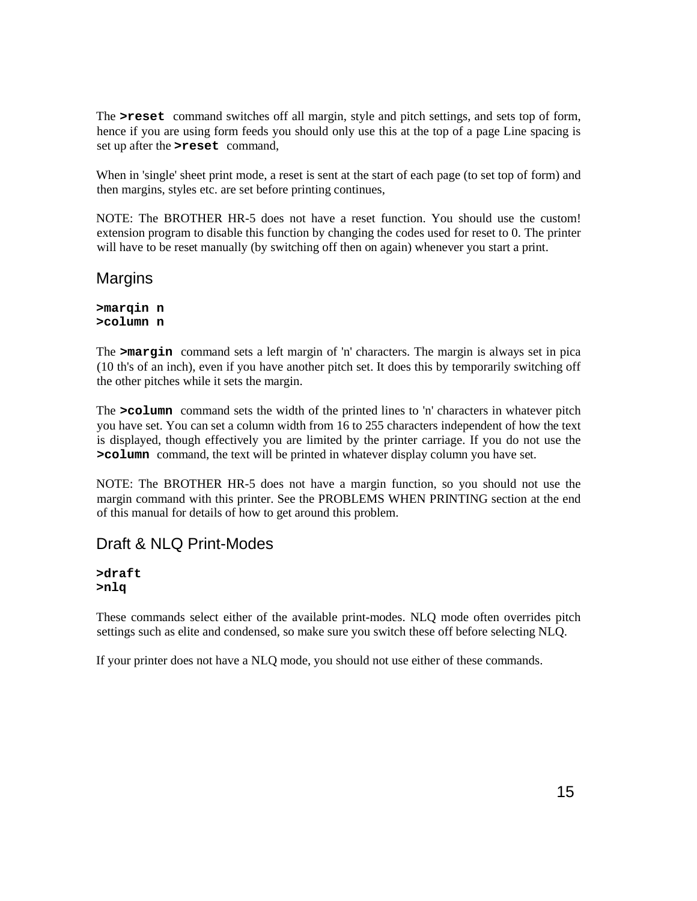The **>reset** command switches off all margin, style and pitch settings, and sets top of form, hence if you are using form feeds you should only use this at the top of a page Line spacing is set up after the **>reset** command,

When in 'single' sheet print mode, a reset is sent at the start of each page (to set top of form) and then margins, styles etc. are set before printing continues,

NOTE: The BROTHER HR-5 does not have a reset function. You should use the custom! extension program to disable this function by changing the codes used for reset to 0. The printer will have to be reset manually (by switching off then on again) whenever you start a print.

## Margins

**>marqin n**
**>column n**

The **>margin** command sets a left margin of 'n' characters. The margin is always set in pica (10 th's of an inch), even if you have another pitch set. It does this by temporarily switching off the other pitches while it sets the margin.

The **>column** command sets the width of the printed lines to 'n' characters in whatever pitch you have set. You can set a column width from 16 to 255 characters independent of how the text is displayed, though effectively you are limited by the printer carriage. If you do not use the **>column** command, the text will be printed in whatever display column you have set.

NOTE: The BROTHER HR-5 does not have a margin function, so you should not use the margin command with this printer. See the PROBLEMS WHEN PRINTING section at the end of this manual for details of how to get around this problem.

## Draft & NLQ Print-Modes

**>draft**
**>nlq**

These commands select either of the available print-modes. NLQ mode often overrides pitch settings such as elite and condensed, so make sure you switch these off before selecting NLQ.

If your printer does not have a NLQ mode, you should not use either of these commands.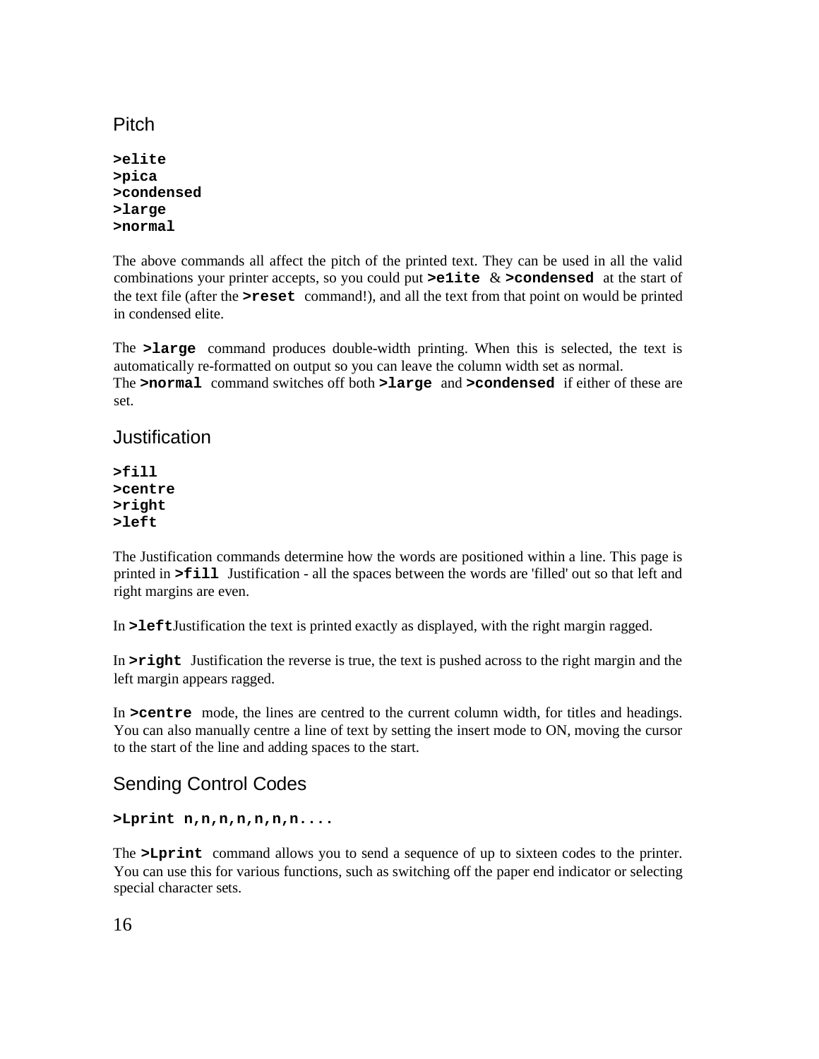## Pitch

**>elite**
**>pica**
**>condensed**
**>large**
**>normal**

The above commands all affect the pitch of the printed text. They can be used in all the valid combinations your printer accepts, so you could put **>e1ite** & **>condensed** at the start of the text file (after the **>reset** command!), and all the text from that point on would be printed in condensed elite.

The **>large** command produces double-width printing. When this is selected, the text is automatically re-formatted on output so you can leave the column width set as normal.
The **>normal** command switches off both **>large** and **>condensed** if either of these are set.

## Justification

**>fill**
**>centre**
**>right**
**>left**

The Justification commands determine how the words are positioned within a line. This page is printed in **>fill** Justification - all the spaces between the words are 'filled' out so that left and right margins are even.

In **>left**Justification the text is printed exactly as displayed, with the right margin ragged.

In **>right** Justification the reverse is true, the text is pushed across to the right margin and the left margin appears ragged.

In **>centre** mode, the lines are centred to the current column width, for titles and headings. You can also manually centre a line of text by setting the insert mode to ON, moving the cursor to the start of the line and adding spaces to the start.

## Sending Control Codes

**>Lprint n,n,n,n,n,n,n....**

The **>Lprint** command allows you to send a sequence of up to sixteen codes to the printer. You can use this for various functions, such as switching off the paper end indicator or selecting special character sets.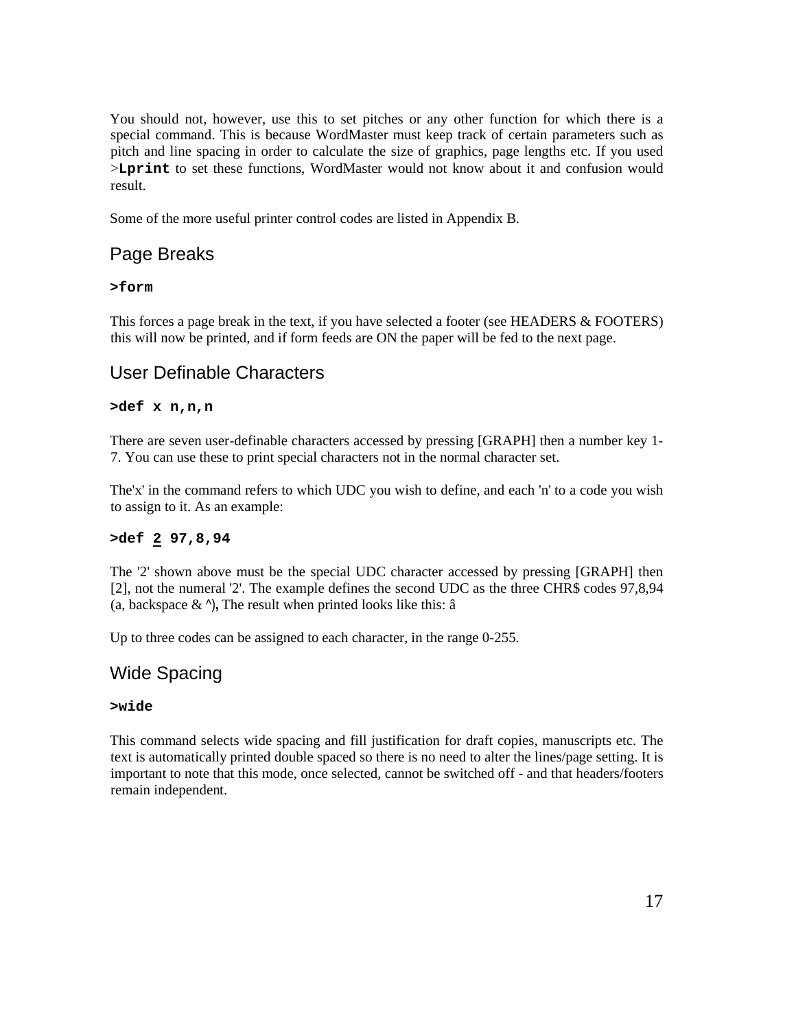You should not, however, use this to set pitches or any other function for which there is a special command. This is because WordMaster must keep track of certain parameters such as pitch and line spacing in order to calculate the size of graphics, page lengths etc. If you used >**Lprint** to set these functions, WordMaster would not know about it and confusion would result.

Some of the more useful printer control codes are listed in Appendix B.

## Page Breaks

**>form**

This forces a page break in the text, if you have selected a footer (see HEADERS & FOOTERS) this will now be printed, and if form feeds are ON the paper will be fed to the next page.

## User Definable Characters

**>def x n,n,n**

There are seven user-definable characters accessed by pressing [GRAPH] then a number key 1-7. You can use these to print special characters not in the normal character set.

The'x' in the command refers to which UDC you wish to define, and each 'n' to a code you wish to assign to it. As an example:

**>def <u>2</u> 97,8,94**

The '2' shown above must be the special UDC character accessed by pressing [GRAPH] then [2], not the numeral '2'. The example defines the second UDC as the three CHR$ codes 97,8,94 (a, backspace & ^), The result when printed looks like this: â

Up to three codes can be assigned to each character, in the range 0-255.

## Wide Spacing

**>wide**

This command selects wide spacing and fill justification for draft copies, manuscripts etc. The text is automatically printed double spaced so there is no need to alter the lines/page setting. It is important to note that this mode, once selected, cannot be switched off - and that headers/footers remain independent.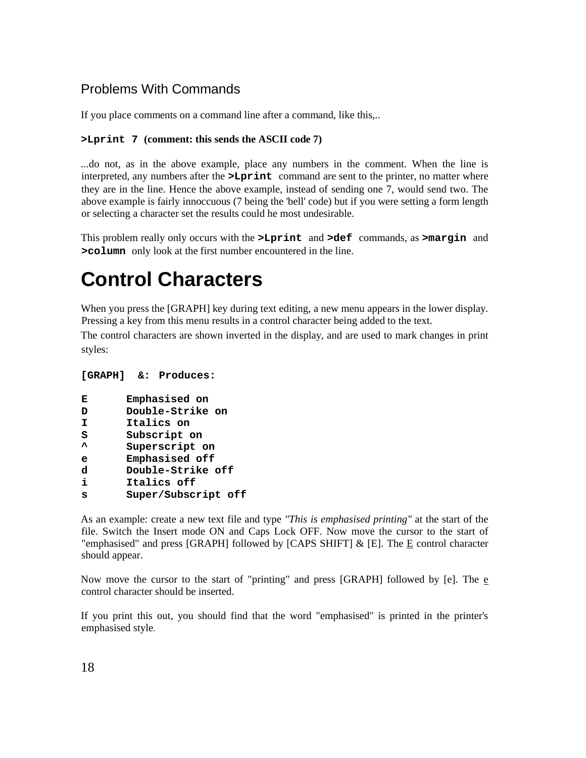## Problems With Commands

If you place comments on a command line after a command, like this,..

**`>Lprint 7` (comment: this sends the ASCII code 7)**

...do not, as in the above example, place any numbers in the comment. When the line is interpreted, any numbers after the **`>Lprint`** command are sent to the printer, no matter where they are in the line. Hence the above example, instead of sending one 7, would send two. The above example is fairly innoccuous (7 being the 'bell' code) but if you were setting a form length or selecting a character set the results could he most undesirable.

This problem really only occurs with the **`>Lprint`** and **`>def`** commands, as **`>margin`** and **`>column`** only look at the first number encountered in the line.

# Control Characters

When you press the [GRAPH] key during text editing, a new menu appears in the lower display. Pressing a key from this menu results in a control character being added to the text.

The control characters are shown inverted in the display, and are used to mark changes in print styles:

```
[GRAPH]  &:  Produces:

E       Emphasised on
D       Double-Strike on
I       Italics on
S       Subscript on
^       Superscript on
e       Emphasised off
d       Double-Strike off
i       Italics off
s       Super/Subscript off
```

As an example: create a new text file and type *"This is emphasised printing"* at the start of the file. Switch the Insert mode ON and Caps Lock OFF. Now move the cursor to the start of "emphasised" and press [GRAPH] followed by [CAPS SHIFT] & [E]. The E control character should appear.

Now move the cursor to the start of "printing" and press [GRAPH] followed by [e]. The e control character should be inserted.

If you print this out, you should find that the word "emphasised" is printed in the printer's emphasised style.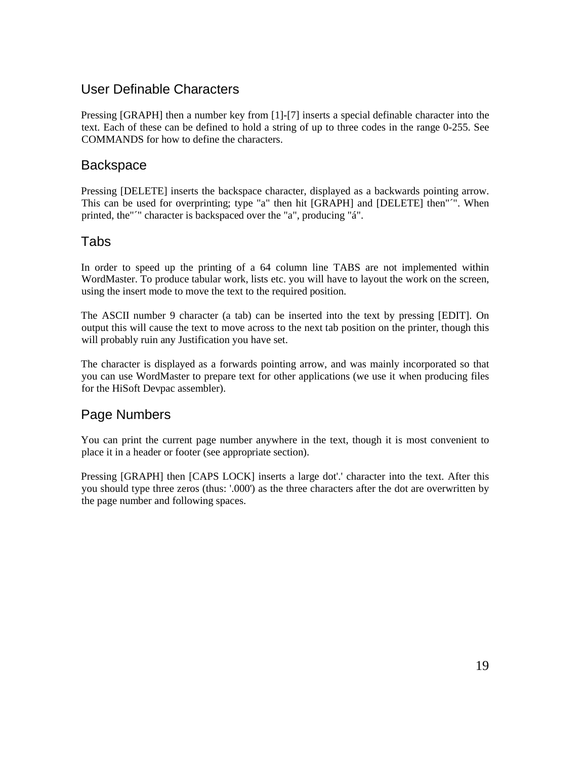## User Definable Characters

Pressing [GRAPH] then a number key from [1]-[7] inserts a special definable character into the text. Each of these can be defined to hold a string of up to three codes in the range 0-255. See COMMANDS for how to define the characters.

## Backspace

Pressing [DELETE] inserts the backspace character, displayed as a backwards pointing arrow. This can be used for overprinting; type "a" then hit [GRAPH] and [DELETE] then"´". When printed, the"´" character is backspaced over the "a", producing "á".

## Tabs

In order to speed up the printing of a 64 column line TABS are not implemented within WordMaster. To produce tabular work, lists etc. you will have to layout the work on the screen, using the insert mode to move the text to the required position.

The ASCII number 9 character (a tab) can be inserted into the text by pressing [EDIT]. On output this will cause the text to move across to the next tab position on the printer, though this will probably ruin any Justification you have set.

The character is displayed as a forwards pointing arrow, and was mainly incorporated so that you can use WordMaster to prepare text for other applications (we use it when producing files for the HiSoft Devpac assembler).

## Page Numbers

You can print the current page number anywhere in the text, though it is most convenient to place it in a header or footer (see appropriate section).

Pressing [GRAPH] then [CAPS LOCK] inserts a large dot'.' character into the text. After this you should type three zeros (thus: '.000') as the three characters after the dot are overwritten by the page number and following spaces.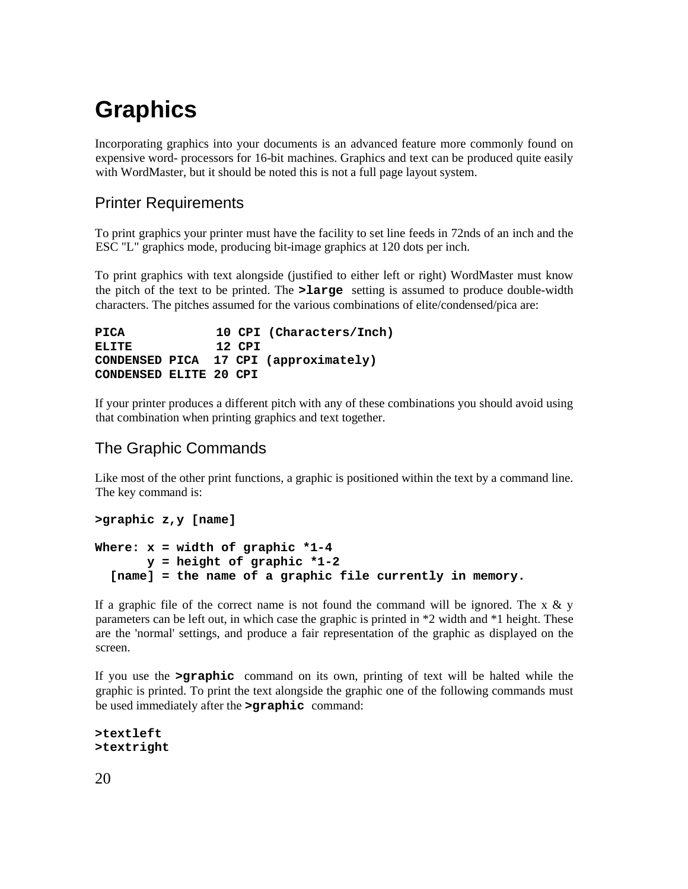# Graphics

Incorporating graphics into your documents is an advanced feature more commonly found on expensive word- processors for 16-bit machines. Graphics and text can be produced quite easily with WordMaster, but it should be noted this is not a full page layout system.

## Printer Requirements

To print graphics your printer must have the facility to set line feeds in 72nds of an inch and the ESC "L" graphics mode, producing bit-image graphics at 120 dots per inch.

To print graphics with text alongside (justified to either left or right) WordMaster must know the pitch of the text to be printed. The **>large** setting is assumed to produce double-width characters. The pitches assumed for the various combinations of elite/condensed/pica are:

```
PICA            10 CPI (Characters/Inch)
ELITE           12 CPI
CONDENSED PICA  17 CPI (approximately)
CONDENSED ELITE 20 CPI
```

If your printer produces a different pitch with any of these combinations you should avoid using that combination when printing graphics and text together.

## The Graphic Commands

Like most of the other print functions, a graphic is positioned within the text by a command line. The key command is:

```
>graphic z,y [name]

Where: x = width of graphic *1-4
       y = height of graphic *1-2
  [name] = the name of a graphic file currently in memory.
```

If a graphic file of the correct name is not found the command will be ignored. The x & y parameters can be left out, in which case the graphic is printed in *2 width and *1 height. These are the 'normal' settings, and produce a fair representation of the graphic as displayed on the screen.

If you use the **>graphic** command on its own, printing of text will be halted while the graphic is printed. To print the text alongside the graphic one of the following commands must be used immediately after the **>graphic** command:

```
>textleft
>textright
```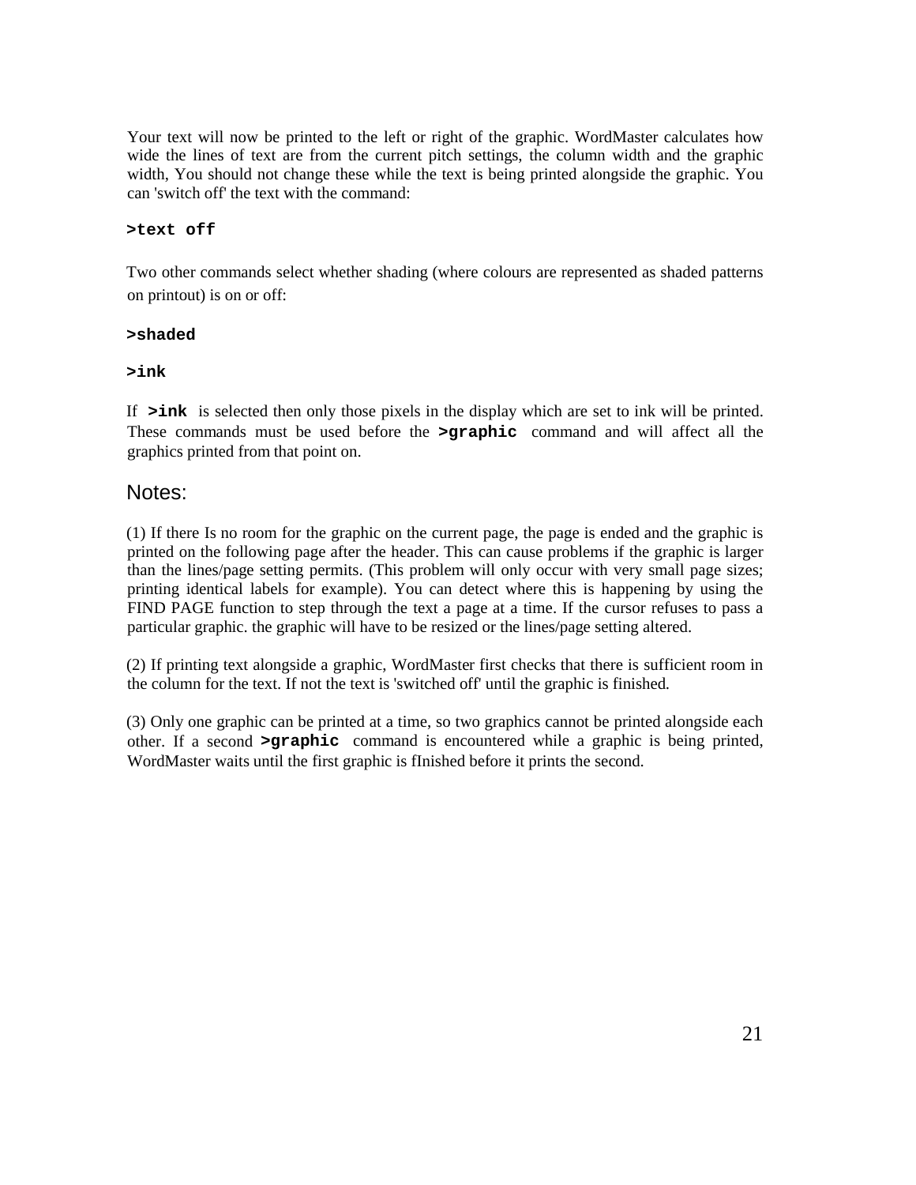Your text will now be printed to the left or right of the graphic. WordMaster calculates how wide the lines of text are from the current pitch settings, the column width and the graphic width, You should not change these while the text is being printed alongside the graphic. You can 'switch off' the text with the command:

**`>text off`**

Two other commands select whether shading (where colours are represented as shaded patterns on printout) is on or off:

**`>shaded`**

**`>ink`**

If **`>ink`** is selected then only those pixels in the display which are set to ink will be printed. These commands must be used before the **`>graphic`** command and will affect all the graphics printed from that point on.

## Notes:

(1) If there Is no room for the graphic on the current page, the page is ended and the graphic is printed on the following page after the header. This can cause problems if the graphic is larger than the lines/page setting permits. (This problem will only occur with very small page sizes; printing identical labels for example). You can detect where this is happening by using the FIND PAGE function to step through the text a page at a time. If the cursor refuses to pass a particular graphic. the graphic will have to be resized or the lines/page setting altered.

(2) If printing text alongside a graphic, WordMaster first checks that there is sufficient room in the column for the text. If not the text is 'switched off' until the graphic is finished.

(3) Only one graphic can be printed at a time, so two graphics cannot be printed alongside each other. If a second **`>graphic`** command is encountered while a graphic is being printed, WordMaster waits until the first graphic is fInished before it prints the second.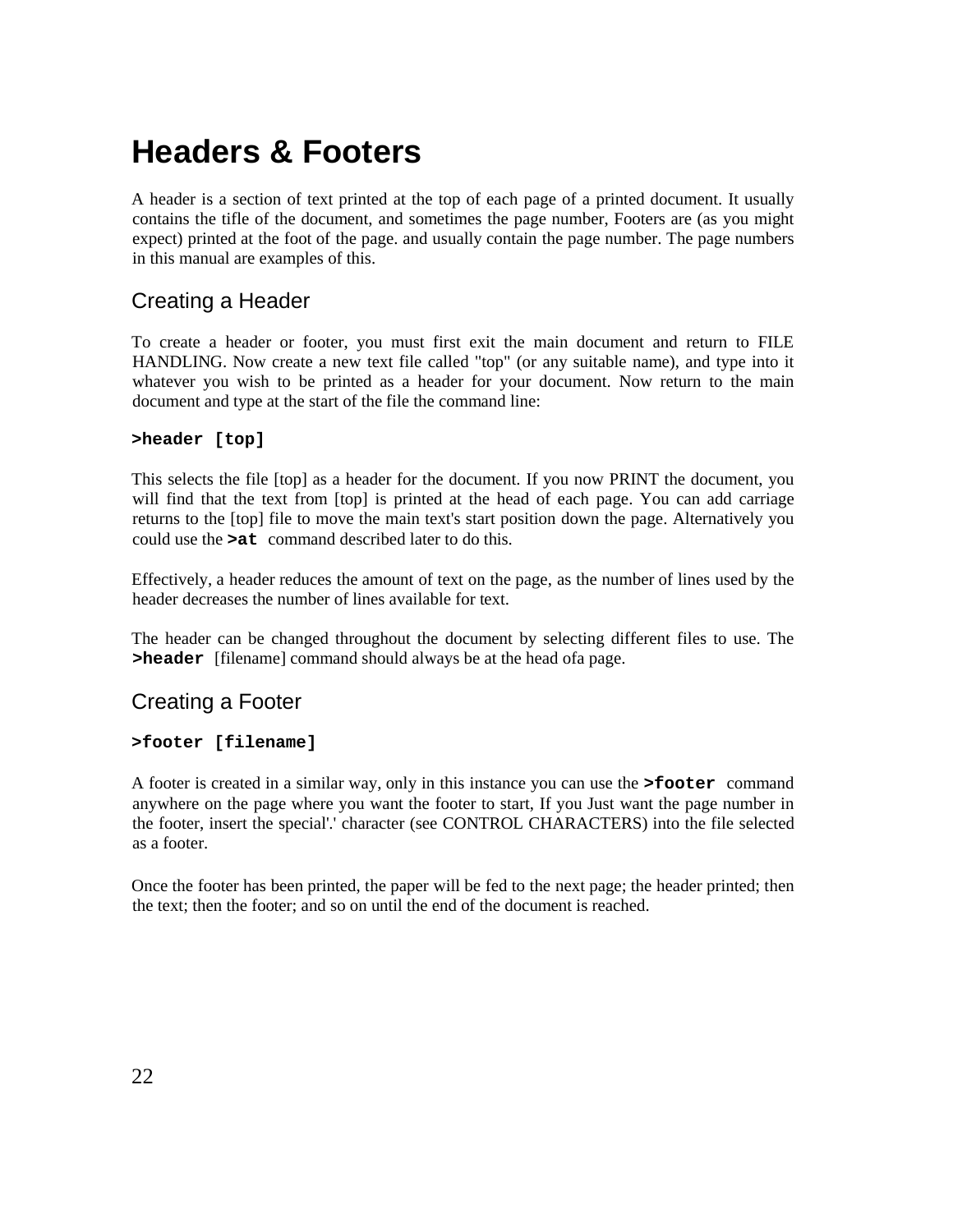# Headers & Footers

A header is a section of text printed at the top of each page of a printed document. It usually contains the tifle of the document, and sometimes the page number, Footers are (as you might expect) printed at the foot of the page. and usually contain the page number. The page numbers in this manual are examples of this.

## Creating a Header

To create a header or footer, you must first exit the main document and return to FILE HANDLING. Now create a new text file called "top" (or any suitable name), and type into it whatever you wish to be printed as a header for your document. Now return to the main document and type at the start of the file the command line:

**`>header [top]`**

This selects the file [top] as a header for the document. If you now PRINT the document, you will find that the text from [top] is printed at the head of each page. You can add carriage returns to the [top] file to move the main text's start position down the page. Alternatively you could use the **`>at`** command described later to do this.

Effectively, a header reduces the amount of text on the page, as the number of lines used by the header decreases the number of lines available for text.

The header can be changed throughout the document by selecting different files to use. The **`>header`** [filename] command should always be at the head ofa page.

## Creating a Footer

**`>footer [filename]`**

A footer is created in a similar way, only in this instance you can use the **`>footer`** command anywhere on the page where you want the footer to start, If you Just want the page number in the footer, insert the special'.' character (see CONTROL CHARACTERS) into the file selected as a footer.

Once the footer has been printed, the paper will be fed to the next page; the header printed; then the text; then the footer; and so on until the end of the document is reached.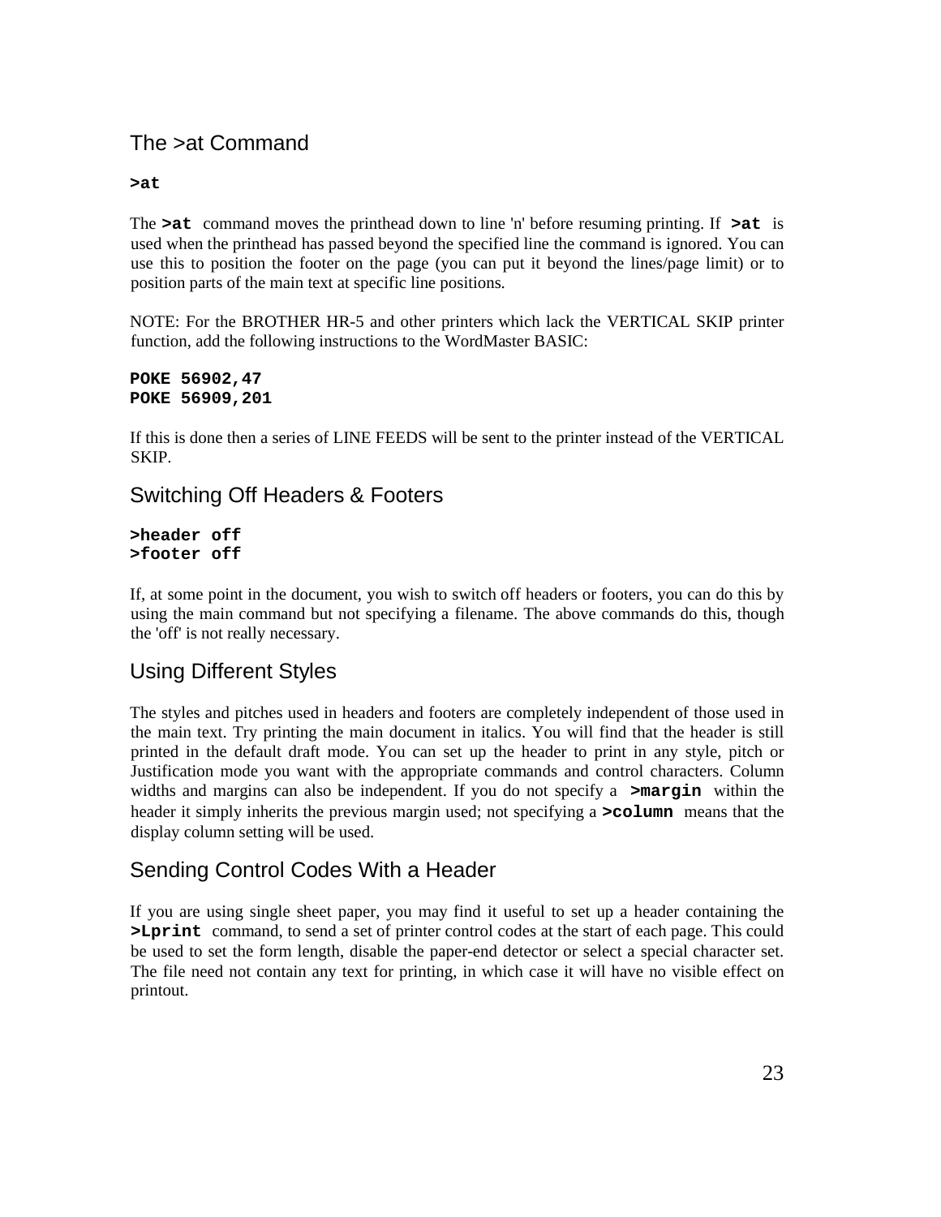## The >at Command

**>at**

The **>at** command moves the printhead down to line 'n' before resuming printing. If **>at** is used when the printhead has passed beyond the specified line the command is ignored. You can use this to position the footer on the page (you can put it beyond the lines/page limit) or to position parts of the main text at specific line positions.

NOTE: For the BROTHER HR-5 and other printers which lack the VERTICAL SKIP printer function, add the following instructions to the WordMaster BASIC:

```
POKE 56902,47
POKE 56909,201
```

If this is done then a series of LINE FEEDS will be sent to the printer instead of the VERTICAL SKIP.

## Switching Off Headers & Footers

```
>header off
>footer off
```

If, at some point in the document, you wish to switch off headers or footers, you can do this by using the main command but not specifying a filename. The above commands do this, though the 'off' is not really necessary.

## Using Different Styles

The styles and pitches used in headers and footers are completely independent of those used in the main text. Try printing the main document in italics. You will find that the header is still printed in the default draft mode. You can set up the header to print in any style, pitch or Justification mode you want with the appropriate commands and control characters. Column widths and margins can also be independent. If you do not specify a **>margin** within the header it simply inherits the previous margin used; not specifying a **>column** means that the display column setting will be used.

## Sending Control Codes With a Header

If you are using single sheet paper, you may find it useful to set up a header containing the **>Lprint** command, to send a set of printer control codes at the start of each page. This could be used to set the form length, disable the paper-end detector or select a special character set. The file need not contain any text for printing, in which case it will have no visible effect on printout.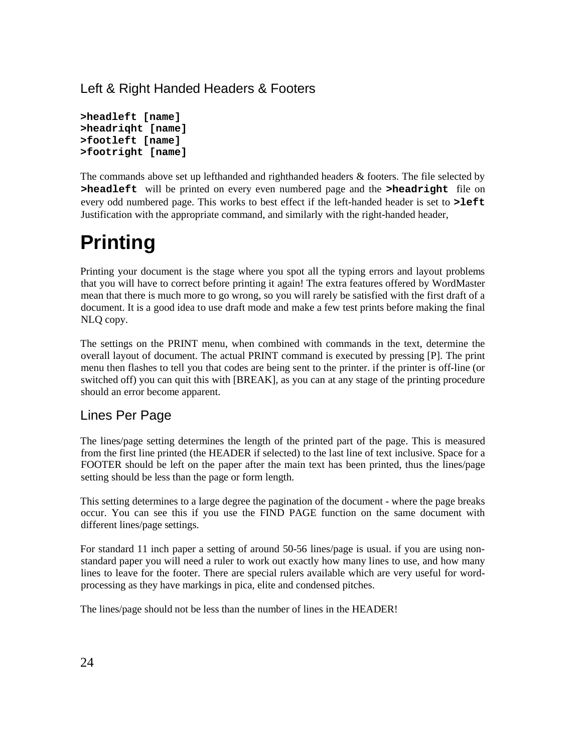### Left & Right Handed Headers & Footers

```
>headleft [name]
>headriqht [name]
>footleft [name]
>footright [name]
```

The commands above set up lefthanded and righthanded headers & footers. The file selected by **`>headleft`** will be printed on every even numbered page and the **`>headright`** file on every odd numbered page. This works to best effect if the left-handed header is set to **`>left`** Justification with the appropriate command, and similarly with the right-handed header,

# Printing

Printing your document is the stage where you spot all the typing errors and layout problems that you will have to correct before printing it again! The extra features offered by WordMaster mean that there is much more to go wrong, so you will rarely be satisfied with the first draft of a document. It is a good idea to use draft mode and make a few test prints before making the final NLQ copy.

The settings on the PRINT menu, when combined with commands in the text, determine the overall layout of document. The actual PRINT command is executed by pressing [P]. The print menu then flashes to tell you that codes are being sent to the printer. if the printer is off-line (or switched off) you can quit this with [BREAK], as you can at any stage of the printing procedure should an error become apparent.

### Lines Per Page

The lines/page setting determines the length of the printed part of the page. This is measured from the first line printed (the HEADER if selected) to the last line of text inclusive. Space for a FOOTER should be left on the paper after the main text has been printed, thus the lines/page setting should be less than the page or form length.

This setting determines to a large degree the pagination of the document - where the page breaks occur. You can see this if you use the FIND PAGE function on the same document with different lines/page settings.

For standard 11 inch paper a setting of around 50-56 lines/page is usual. if you are using non-standard paper you will need a ruler to work out exactly how many lines to use, and how many lines to leave for the footer. There are special rulers available which are very useful for word-processing as they have markings in pica, elite and condensed pitches.

The lines/page should not be less than the number of lines in the HEADER!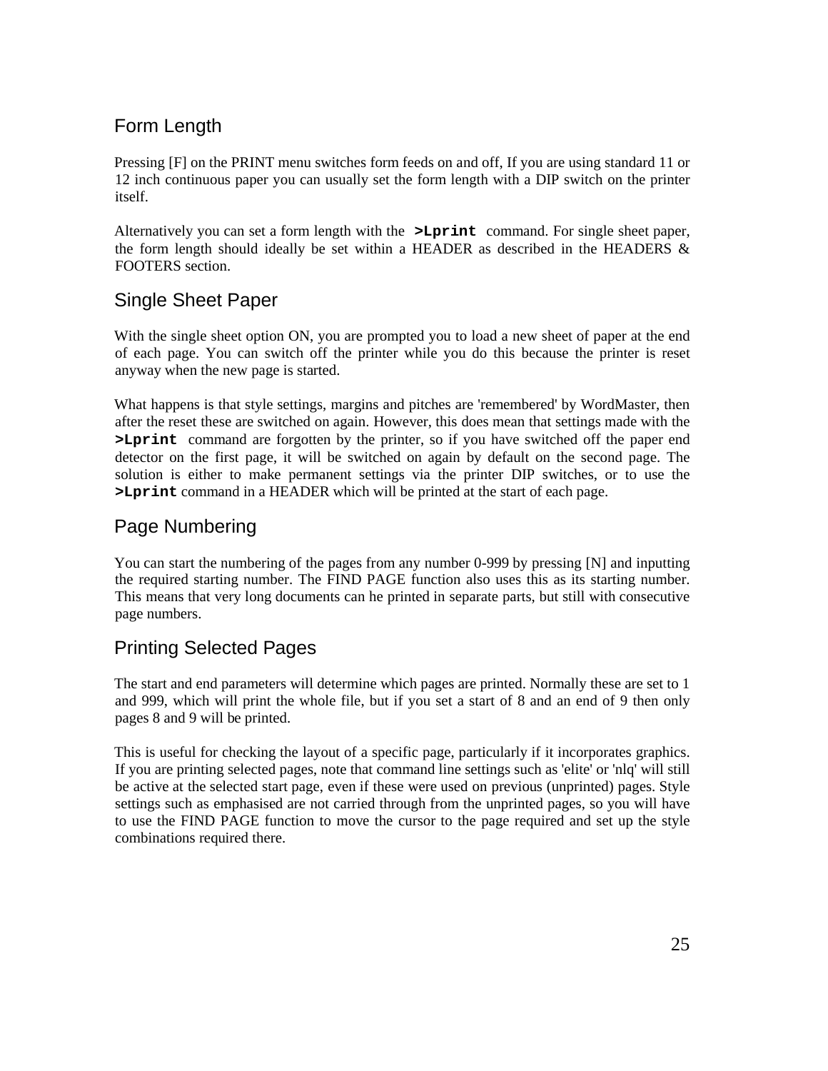## Form Length

Pressing [F] on the PRINT menu switches form feeds on and off, If you are using standard 11 or 12 inch continuous paper you can usually set the form length with a DIP switch on the printer itself.

Alternatively you can set a form length with the **`>Lprint`** command. For single sheet paper, the form length should ideally be set within a HEADER as described in the HEADERS & FOOTERS section.

## Single Sheet Paper

With the single sheet option ON, you are prompted you to load a new sheet of paper at the end of each page. You can switch off the printer while you do this because the printer is reset anyway when the new page is started.

What happens is that style settings, margins and pitches are 'remembered' by WordMaster, then after the reset these are switched on again. However, this does mean that settings made with the **`>Lprint`** command are forgotten by the printer, so if you have switched off the paper end detector on the first page, it will be switched on again by default on the second page. The solution is either to make permanent settings via the printer DIP switches, or to use the **`>Lprint`** command in a HEADER which will be printed at the start of each page.

## Page Numbering

You can start the numbering of the pages from any number 0-999 by pressing [N] and inputting the required starting number. The FIND PAGE function also uses this as its starting number. This means that very long documents can he printed in separate parts, but still with consecutive page numbers.

## Printing Selected Pages

The start and end parameters will determine which pages are printed. Normally these are set to 1 and 999, which will print the whole file, but if you set a start of 8 and an end of 9 then only pages 8 and 9 will be printed.

This is useful for checking the layout of a specific page, particularly if it incorporates graphics. If you are printing selected pages, note that command line settings such as 'elite' or 'nlq' will still be active at the selected start page, even if these were used on previous (unprinted) pages. Style settings such as emphasised are not carried through from the unprinted pages, so you will have to use the FIND PAGE function to move the cursor to the page required and set up the style combinations required there.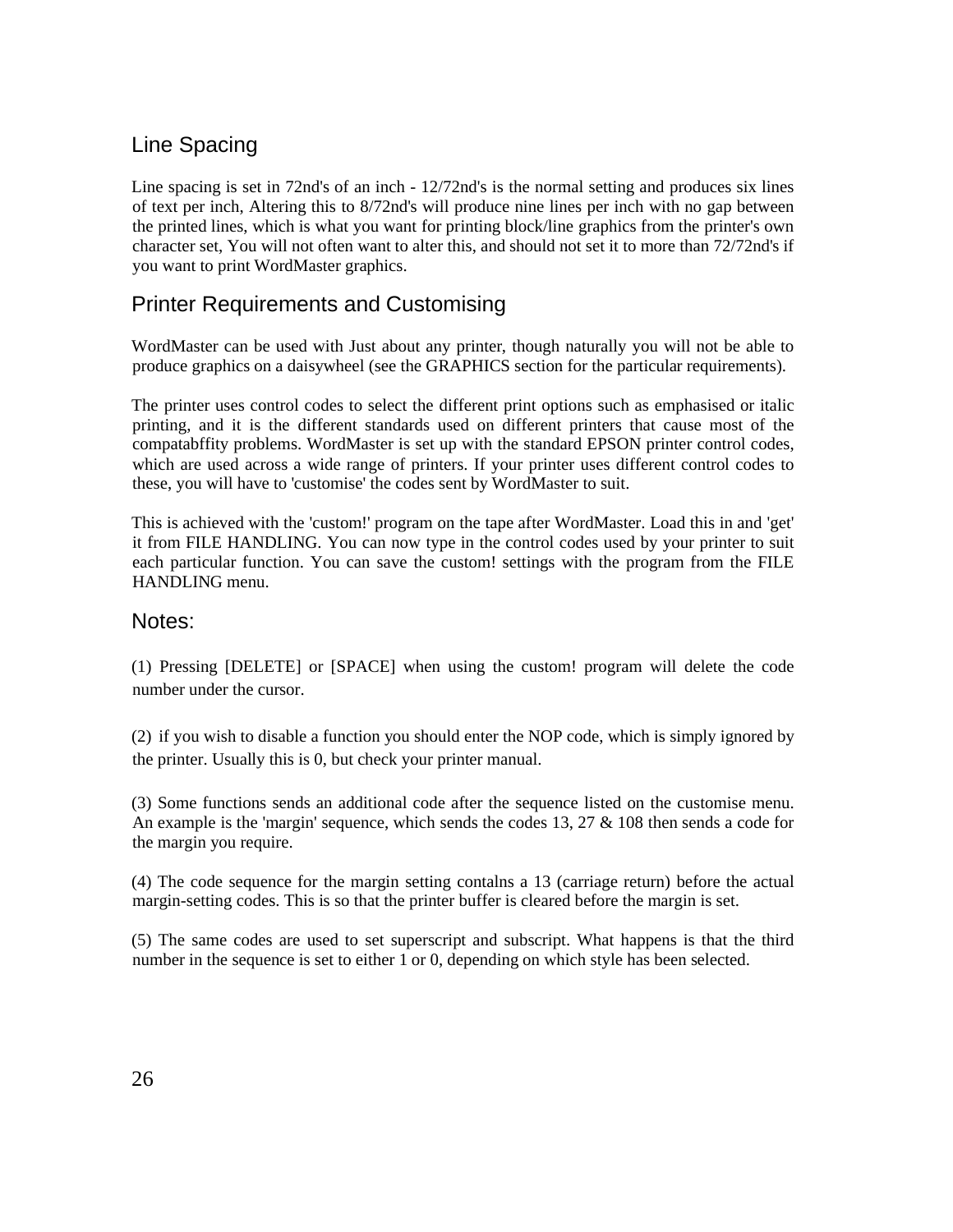## Line Spacing

Line spacing is set in 72nd's of an inch - 12/72nd's is the normal setting and produces six lines of text per inch, Altering this to 8/72nd's will produce nine lines per inch with no gap between the printed lines, which is what you want for printing block/line graphics from the printer's own character set, You will not often want to alter this, and should not set it to more than 72/72nd's if you want to print WordMaster graphics.

## Printer Requirements and Customising

WordMaster can be used with Just about any printer, though naturally you will not be able to produce graphics on a daisywheel (see the GRAPHICS section for the particular requirements).

The printer uses control codes to select the different print options such as emphasised or italic printing, and it is the different standards used on different printers that cause most of the compatabffity problems. WordMaster is set up with the standard EPSON printer control codes, which are used across a wide range of printers. If your printer uses different control codes to these, you will have to 'customise' the codes sent by WordMaster to suit.

This is achieved with the 'custom!' program on the tape after WordMaster. Load this in and 'get' it from FILE HANDLING. You can now type in the control codes used by your printer to suit each particular function. You can save the custom! settings with the program from the FILE HANDLING menu.

## Notes:

(1) Pressing [DELETE] or [SPACE] when using the custom! program will delete the code number under the cursor.

(2) if you wish to disable a function you should enter the NOP code, which is simply ignored by the printer. Usually this is 0, but check your printer manual.

(3) Some functions sends an additional code after the sequence listed on the customise menu. An example is the 'margin' sequence, which sends the codes 13, 27 & 108 then sends a code for the margin you require.

(4) The code sequence for the margin setting contalns a 13 (carriage return) before the actual margin-setting codes. This is so that the printer buffer is cleared before the margin is set.

(5) The same codes are used to set superscript and subscript. What happens is that the third number in the sequence is set to either 1 or 0, depending on which style has been selected.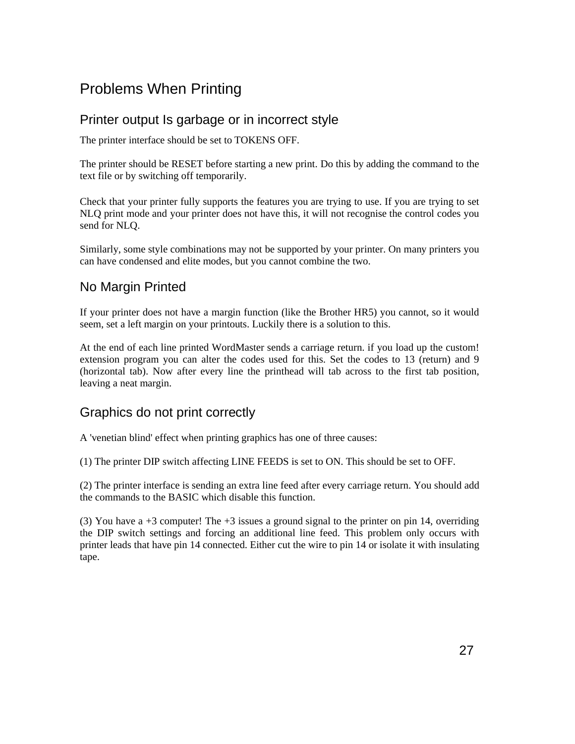# Problems When Printing

## Printer output Is garbage or in incorrect style

The printer interface should be set to TOKENS OFF.

The printer should be RESET before starting a new print. Do this by adding the command to the text file or by switching off temporarily.

Check that your printer fully supports the features you are trying to use. If you are trying to set NLQ print mode and your printer does not have this, it will not recognise the control codes you send for NLQ.

Similarly, some style combinations may not be supported by your printer. On many printers you can have condensed and elite modes, but you cannot combine the two.

## No Margin Printed

If your printer does not have a margin function (like the Brother HR5) you cannot, so it would seem, set a left margin on your printouts. Luckily there is a solution to this.

At the end of each line printed WordMaster sends a carriage return. if you load up the custom! extension program you can alter the codes used for this. Set the codes to 13 (return) and 9 (horizontal tab). Now after every line the printhead will tab across to the first tab position, leaving a neat margin.

## Graphics do not print correctly

A 'venetian blind' effect when printing graphics has one of three causes:

(1) The printer DIP switch affecting LINE FEEDS is set to ON. This should be set to OFF.

(2) The printer interface is sending an extra line feed after every carriage return. You should add the commands to the BASIC which disable this function.

(3) You have a +3 computer! The +3 issues a ground signal to the printer on pin 14, overriding the DIP switch settings and forcing an additional line feed. This problem only occurs with printer leads that have pin 14 connected. Either cut the wire to pin 14 or isolate it with insulating tape.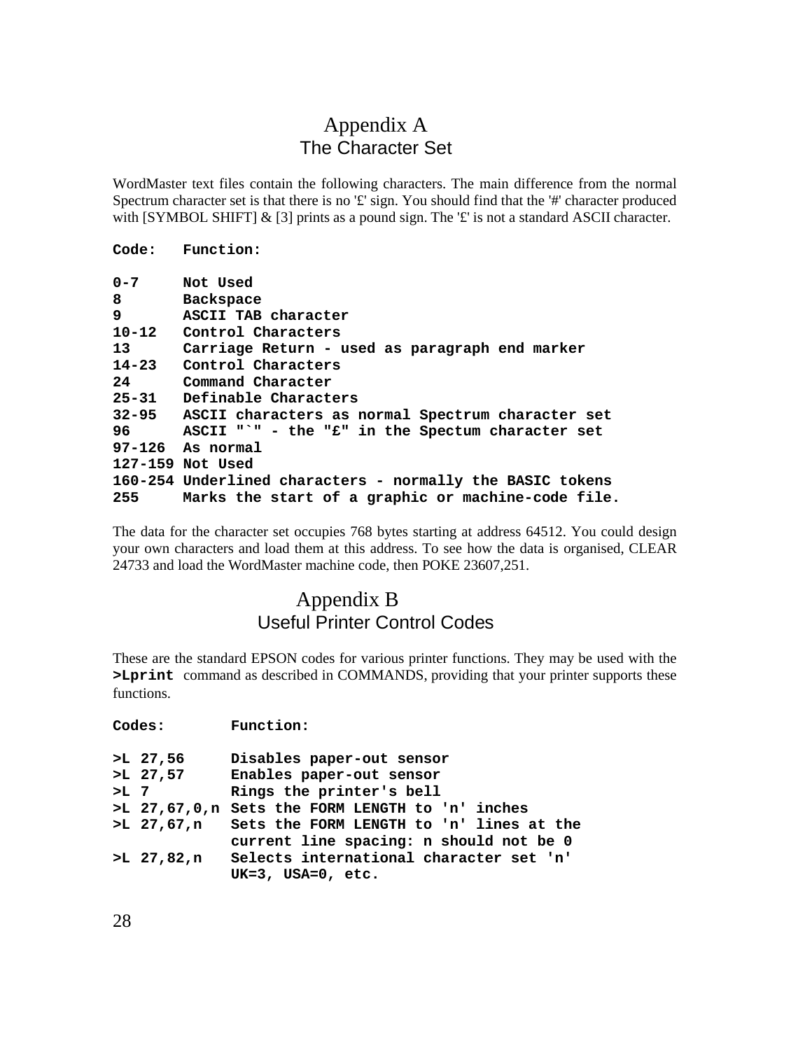# Appendix A
## The Character Set

WordMaster text files contain the following characters. The main difference from the normal Spectrum character set is that there is no '£' sign. You should find that the '#' character produced with [SYMBOL SHIFT] & [3] prints as a pound sign. The '£' is not a standard ASCII character.

| Code: | Function: |
|---|---|
| 0-7 | Not Used |
| 8 | Backspace |
| 9 | ASCII TAB character |
| 10-12 | Control Characters |
| 13 | Carriage Return - used as paragraph end marker |
| 14-23 | Control Characters |
| 24 | Command Character |
| 25-31 | Definable Characters |
| 32-95 | ASCII characters as normal Spectrum character set |
| 96 | ASCII "`" - the "£" in the Spectum character set |
| 97-126 | As normal |
| 127-159 | Not Used |
| 160-254 | Underlined characters - normally the BASIC tokens |
| 255 | Marks the start of a graphic or machine-code file. |

The data for the character set occupies 768 bytes starting at address 64512. You could design your own characters and load them at this address. To see how the data is organised, CLEAR 24733 and load the WordMaster machine code, then POKE 23607,251.

# Appendix B
## Useful Printer Control Codes

These are the standard EPSON codes for various printer functions. They may be used with the **>Lprint** command as described in COMMANDS, providing that your printer supports these functions.

| Codes: | Function: |
|---|---|
| >L 27,56 | Disables paper-out sensor |
| >L 27,57 | Enables paper-out sensor |
| >L 7 | Rings the printer's bell |
| >L 27,67,0,n | Sets the FORM LENGTH to 'n' inches |
| >L 27,67,n | Sets the FORM LENGTH to 'n' lines at the current line spacing: n should not be 0 |
| >L 27,82,n | Selects international character set 'n' UK=3, USA=0, etc. |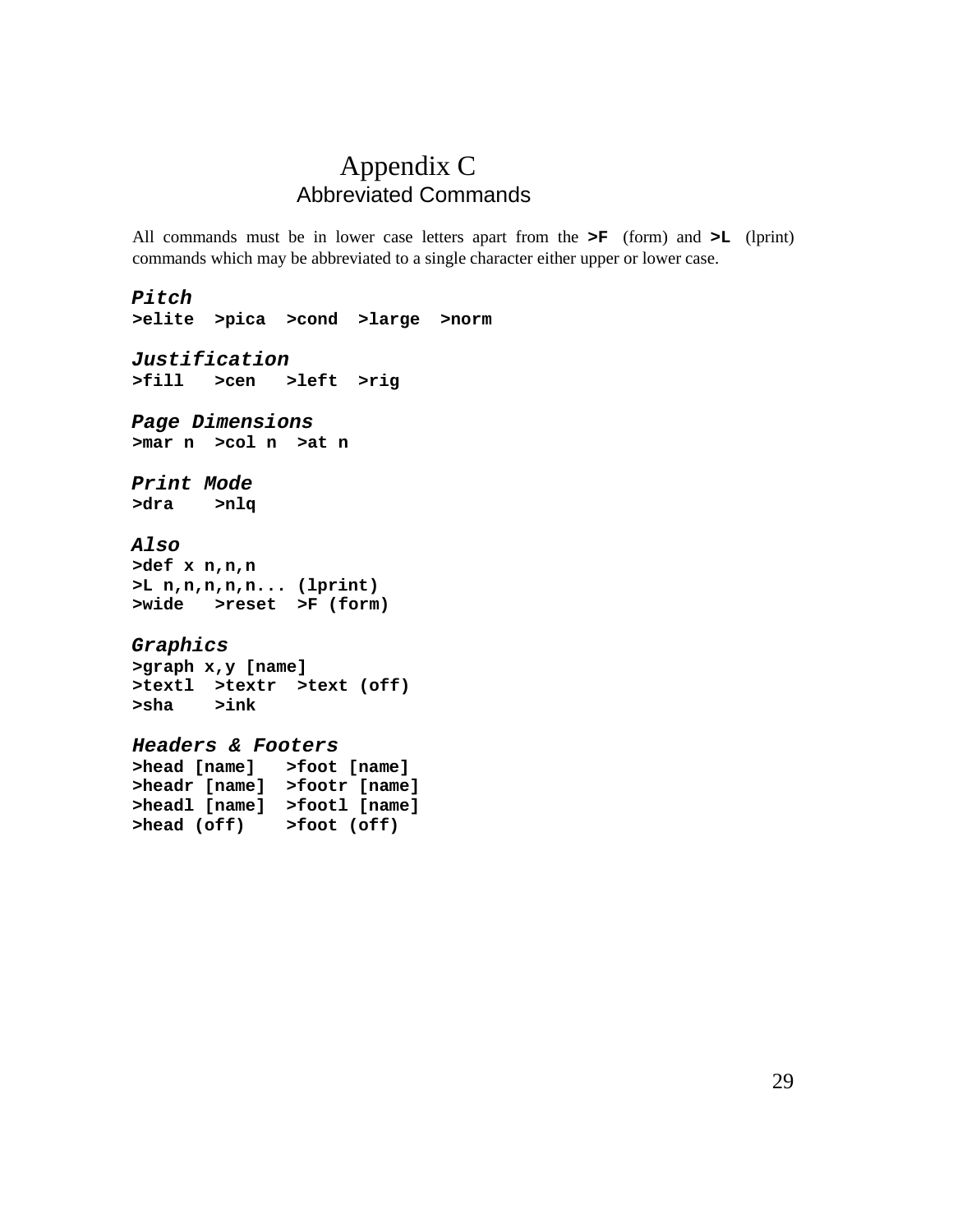# Appendix C

## Abbreviated Commands

All commands must be in lower case letters apart from the **>F** (form) and **>L** (lprint) commands which may be abbreviated to a single character either upper or lower case.

### *Pitch*

```
>elite  >pica  >cond  >large  >norm
```

### *Justification*

```
>fill   >cen   >left  >rig
```

### *Page Dimensions*

```
>mar n  >col n  >at n
```

### *Print Mode*

```
>dra    >nlq
```

### *Also*

```
>def x n,n,n
>L n,n,n,n... (lprint)
>wide   >reset  >F (form)
```

### *Graphics*

```
>graph x,y [name]
>textl  >textr  >text (off)
>sha    >ink
```

### *Headers & Footers*

```
>head [name]   >foot [name]
>headr [name]  >footr [name]
>headl [name]  >footl [name]
>head (off)    >foot (off)
```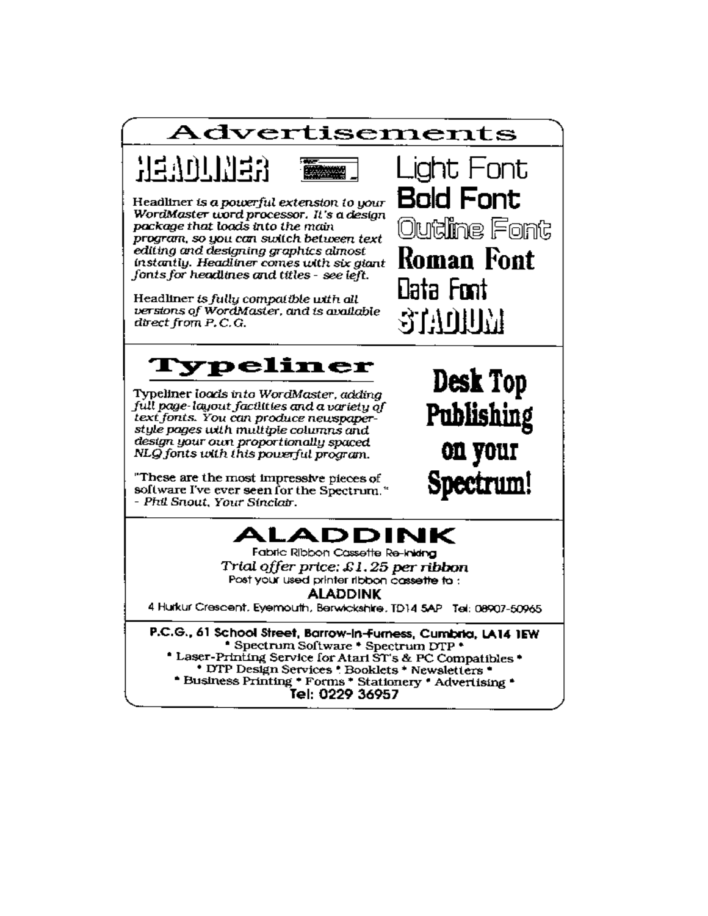# Advertisements

## HEADLINER

*Headliner is a powerful extension to your WordMaster word processor. It's a design package that loads into the main program, so you can switch between text editing and designing graphics almost instantly. Headliner comes with six giant fonts for headlines and titles - see left.*

*Headliner is fully compatible with all versions of WordMaster, and is available direct from P.C.G.*

Light Font
**Bold Font**
Outline Font
**Roman Font**
Data Font
STADIUM

## Typeliner

*Typeliner loads into WordMaster, adding full page-layout facilities and a variety of text fonts. You can produce newspaper-style pages with multiple columns and design your own proportionally spaced NLQ fonts with this powerful program.*

"These are the most impressive pieces of software I've ever seen for the Spectrum." - *Phil Snout, Your Sinclair.*

**Desk Top Publishing on your Spectrum!**

## ALADDINK

Fabric Ribbon Cassette Re-inking

*Trial offer price: £1.25 per ribbon*

Post your used printer ribbon cassette to :

**ALADDINK**

4 Hurkur Crescent, Eyemouth, Berwickshire, TD14 5AP Tel: 08907-50965

---

**P.C.G., 61 School Street, Barrow-in-Furness, Cumbria, LA14 1EW**

* Spectrum Software * Spectrum DTP *
* Laser-Printing Service for Atari ST's & PC Compatibles *
* DTP Design Services * Booklets * Newsletters *
* Business Printing * Forms * Stationery * Advertising *

**Tel: 0229 36957**